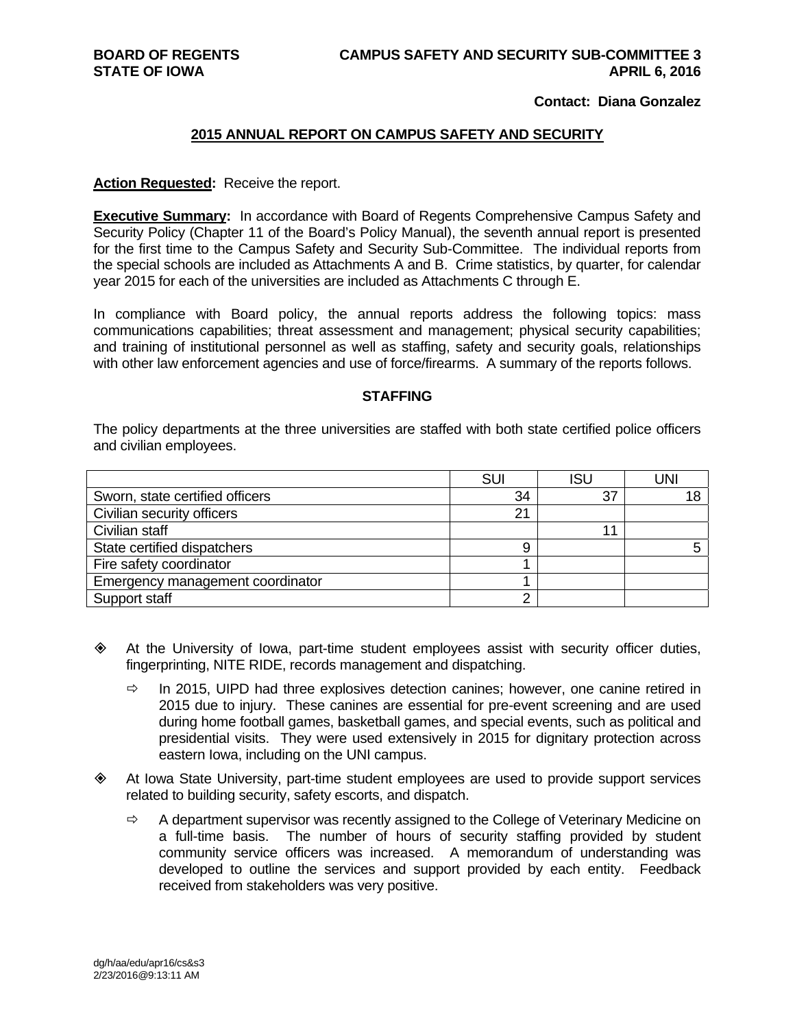**BOARD OF REGENTS**
**STATE OF IOWA**

**CAMPUS SAFETY AND SECURITY SUB-COMMITTEE 3**
**APRIL 6, 2016**

**Contact: Diana Gonzalez**

## 2015 ANNUAL REPORT ON CAMPUS SAFETY AND SECURITY

**Action Requested:** Receive the report.

**Executive Summary:** In accordance with Board of Regents Comprehensive Campus Safety and Security Policy (Chapter 11 of the Board's Policy Manual), the seventh annual report is presented for the first time to the Campus Safety and Security Sub-Committee. The individual reports from the special schools are included as Attachments A and B. Crime statistics, by quarter, for calendar year 2015 for each of the universities are included as Attachments C through E.

In compliance with Board policy, the annual reports address the following topics: mass communications capabilities; threat assessment and management; physical security capabilities; and training of institutional personnel as well as staffing, safety and security goals, relationships with other law enforcement agencies and use of force/firearms. A summary of the reports follows.

### STAFFING

The policy departments at the three universities are staffed with both state certified police officers and civilian employees.

| | SUI | ISU | UNI |
|---|---|---|---|
| Sworn, state certified officers | 34 | 37 | 18 |
| Civilian security officers | 21 | | |
| Civilian staff | | 11 | |
| State certified dispatchers | 9 | | 5 |
| Fire safety coordinator | 1 | | |
| Emergency management coordinator | 1 | | |
| Support staff | 2 | | |

- At the University of Iowa, part-time student employees assist with security officer duties, fingerprinting, NITE RIDE, records management and dispatching.
  - In 2015, UIPD had three explosives detection canines; however, one canine retired in 2015 due to injury. These canines are essential for pre-event screening and are used during home football games, basketball games, and special events, such as political and presidential visits. They were used extensively in 2015 for dignitary protection across eastern Iowa, including on the UNI campus.
- At Iowa State University, part-time student employees are used to provide support services related to building security, safety escorts, and dispatch.
  - A department supervisor was recently assigned to the College of Veterinary Medicine on a full-time basis. The number of hours of security staffing provided by student community service officers was increased. A memorandum of understanding was developed to outline the services and support provided by each entity. Feedback received from stakeholders was very positive.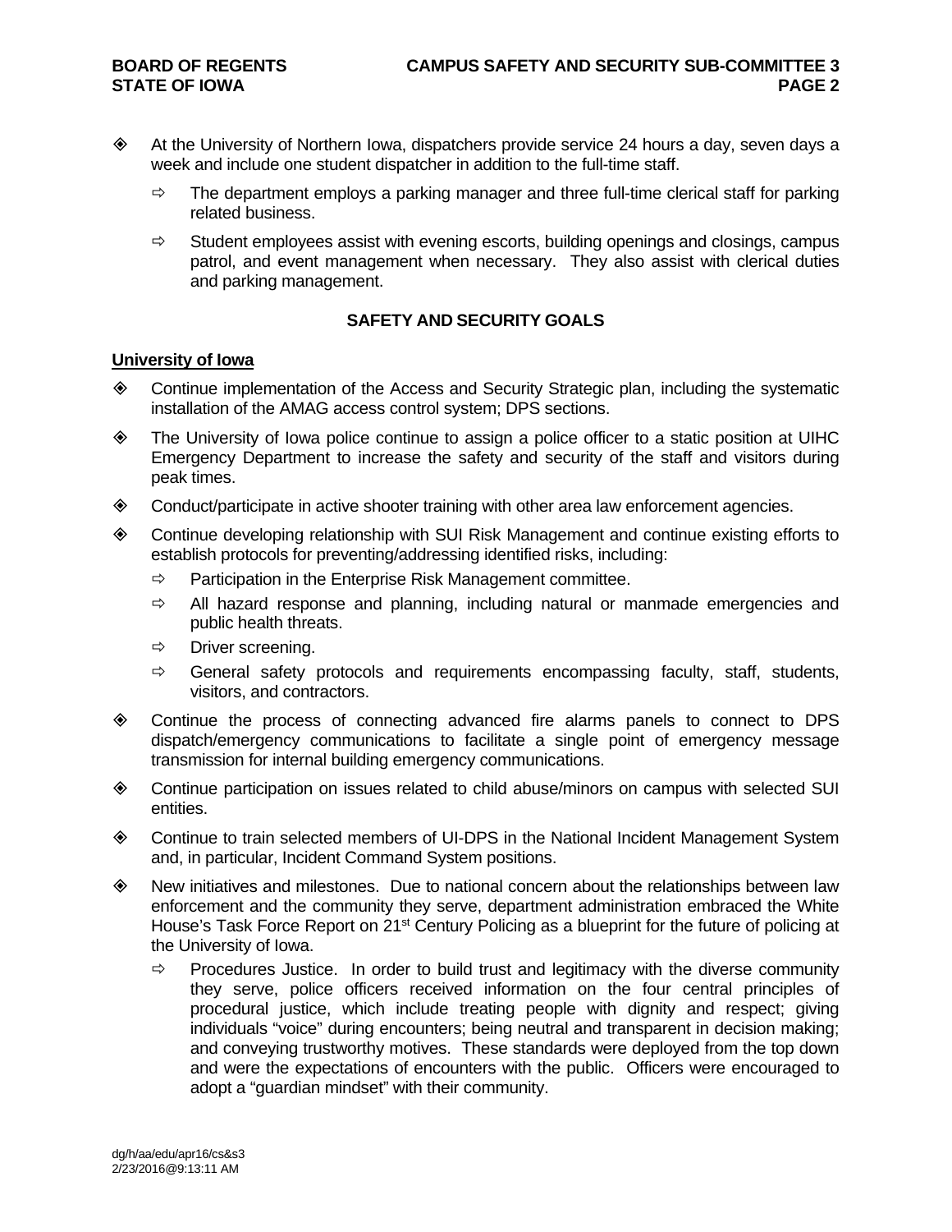- At the University of Northern Iowa, dispatchers provide service 24 hours a day, seven days a week and include one student dispatcher in addition to the full-time staff.
  - The department employs a parking manager and three full-time clerical staff for parking related business.
  - Student employees assist with evening escorts, building openings and closings, campus patrol, and event management when necessary. They also assist with clerical duties and parking management.

## SAFETY AND SECURITY GOALS

**University of Iowa**

- Continue implementation of the Access and Security Strategic plan, including the systematic installation of the AMAG access control system; DPS sections.
- The University of Iowa police continue to assign a police officer to a static position at UIHC Emergency Department to increase the safety and security of the staff and visitors during peak times.
- Conduct/participate in active shooter training with other area law enforcement agencies.
- Continue developing relationship with SUI Risk Management and continue existing efforts to establish protocols for preventing/addressing identified risks, including:
  - Participation in the Enterprise Risk Management committee.
  - All hazard response and planning, including natural or manmade emergencies and public health threats.
  - Driver screening.
  - General safety protocols and requirements encompassing faculty, staff, students, visitors, and contractors.
- Continue the process of connecting advanced fire alarms panels to connect to DPS dispatch/emergency communications to facilitate a single point of emergency message transmission for internal building emergency communications.
- Continue participation on issues related to child abuse/minors on campus with selected SUI entities.
- Continue to train selected members of UI-DPS in the National Incident Management System and, in particular, Incident Command System positions.
- New initiatives and milestones. Due to national concern about the relationships between law enforcement and the community they serve, department administration embraced the White House's Task Force Report on 21st Century Policing as a blueprint for the future of policing at the University of Iowa.
  - Procedures Justice. In order to build trust and legitimacy with the diverse community they serve, police officers received information on the four central principles of procedural justice, which include treating people with dignity and respect; giving individuals "voice" during encounters; being neutral and transparent in decision making; and conveying trustworthy motives. These standards were deployed from the top down and were the expectations of encounters with the public. Officers were encouraged to adopt a "guardian mindset" with their community.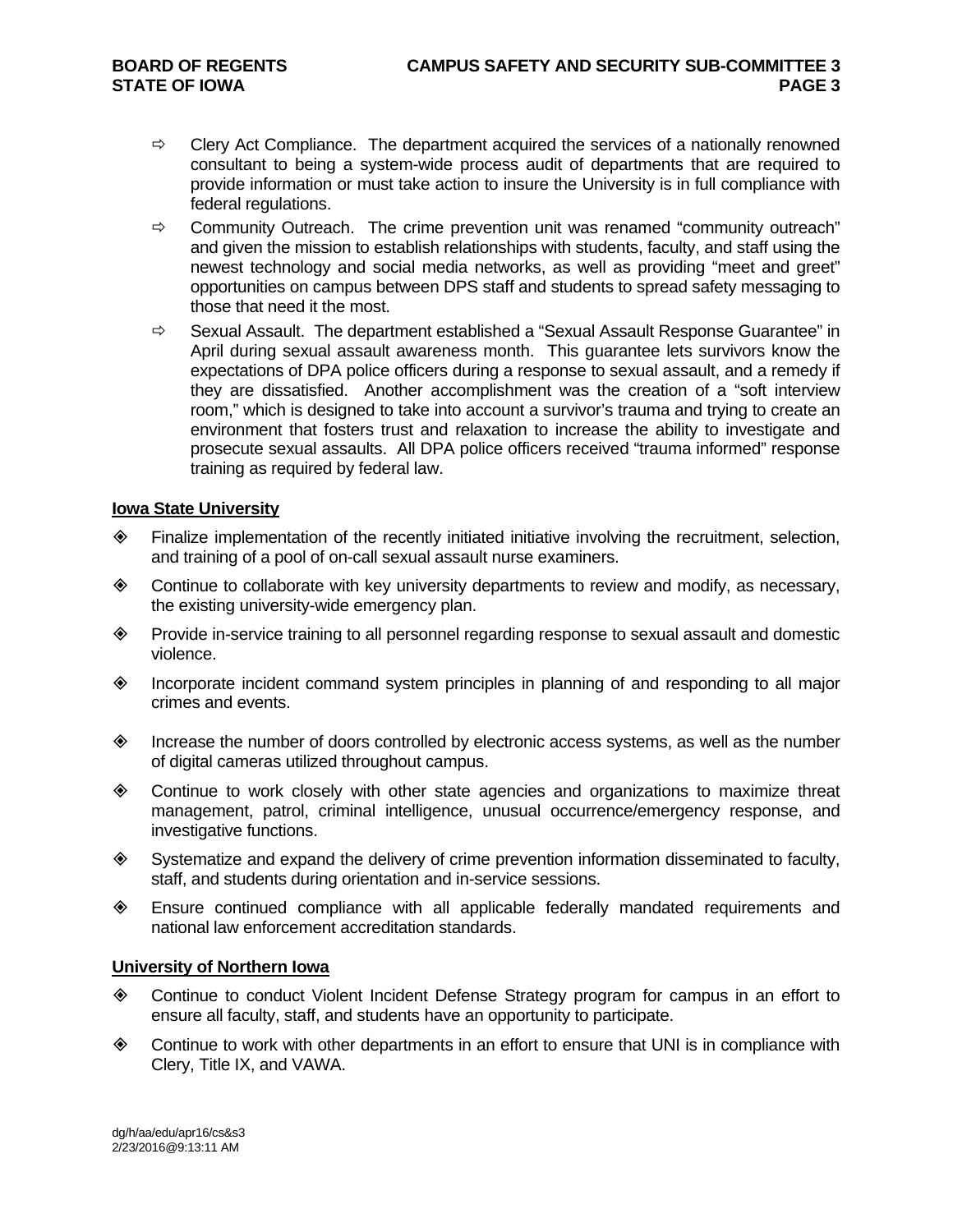- ⇨ Clery Act Compliance. The department acquired the services of a nationally renowned consultant to being a system-wide process audit of departments that are required to provide information or must take action to insure the University is in full compliance with federal regulations.
- ⇨ Community Outreach. The crime prevention unit was renamed "community outreach" and given the mission to establish relationships with students, faculty, and staff using the newest technology and social media networks, as well as providing "meet and greet" opportunities on campus between DPS staff and students to spread safety messaging to those that need it the most.
- ⇨ Sexual Assault. The department established a "Sexual Assault Response Guarantee" in April during sexual assault awareness month. This guarantee lets survivors know the expectations of DPA police officers during a response to sexual assault, and a remedy if they are dissatisfied. Another accomplishment was the creation of a "soft interview room," which is designed to take into account a survivor's trauma and trying to create an environment that fosters trust and relaxation to increase the ability to investigate and prosecute sexual assaults. All DPA police officers received "trauma informed" response training as required by federal law.

**Iowa State University**

- Finalize implementation of the recently initiated initiative involving the recruitment, selection, and training of a pool of on-call sexual assault nurse examiners.
- Continue to collaborate with key university departments to review and modify, as necessary, the existing university-wide emergency plan.
- Provide in-service training to all personnel regarding response to sexual assault and domestic violence.
- Incorporate incident command system principles in planning of and responding to all major crimes and events.
- Increase the number of doors controlled by electronic access systems, as well as the number of digital cameras utilized throughout campus.
- Continue to work closely with other state agencies and organizations to maximize threat management, patrol, criminal intelligence, unusual occurrence/emergency response, and investigative functions.
- Systematize and expand the delivery of crime prevention information disseminated to faculty, staff, and students during orientation and in-service sessions.
- Ensure continued compliance with all applicable federally mandated requirements and national law enforcement accreditation standards.

**University of Northern Iowa**

- Continue to conduct Violent Incident Defense Strategy program for campus in an effort to ensure all faculty, staff, and students have an opportunity to participate.
- Continue to work with other departments in an effort to ensure that UNI is in compliance with Clery, Title IX, and VAWA.

dg/h/aa/edu/apr16/cs&s3
2/23/2016@9:13:11 AM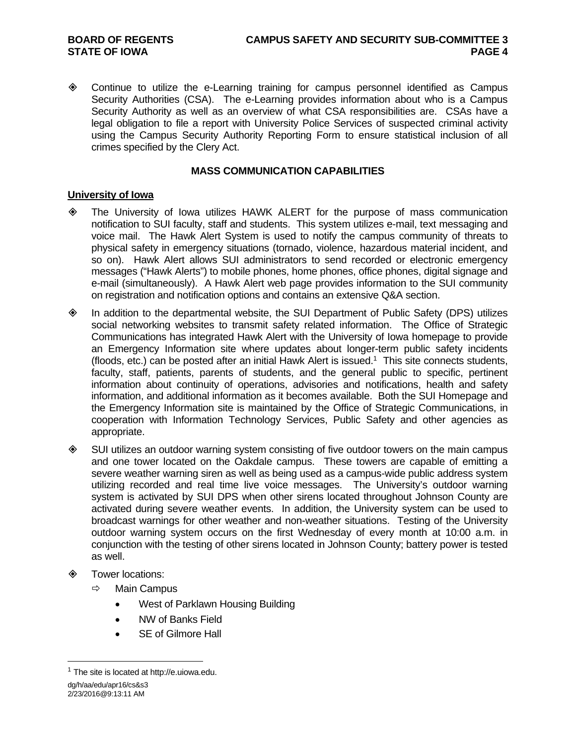- Continue to utilize the e-Learning training for campus personnel identified as Campus Security Authorities (CSA). The e-Learning provides information about who is a Campus Security Authority as well as an overview of what CSA responsibilities are. CSAs have a legal obligation to file a report with University Police Services of suspected criminal activity using the Campus Security Authority Reporting Form to ensure statistical inclusion of all crimes specified by the Clery Act.

## MASS COMMUNICATION CAPABILITIES

**University of Iowa**

- The University of Iowa utilizes HAWK ALERT for the purpose of mass communication notification to SUI faculty, staff and students. This system utilizes e-mail, text messaging and voice mail. The Hawk Alert System is used to notify the campus community of threats to physical safety in emergency situations (tornado, violence, hazardous material incident, and so on). Hawk Alert allows SUI administrators to send recorded or electronic emergency messages ("Hawk Alerts") to mobile phones, home phones, office phones, digital signage and e-mail (simultaneously). A Hawk Alert web page provides information to the SUI community on registration and notification options and contains an extensive Q&A section.
- In addition to the departmental website, the SUI Department of Public Safety (DPS) utilizes social networking websites to transmit safety related information. The Office of Strategic Communications has integrated Hawk Alert with the University of Iowa homepage to provide an Emergency Information site where updates about longer-term public safety incidents (floods, etc.) can be posted after an initial Hawk Alert is issued.[1] This site connects students, faculty, staff, patients, parents of students, and the general public to specific, pertinent information about continuity of operations, advisories and notifications, health and safety information, and additional information as it becomes available. Both the SUI Homepage and the Emergency Information site is maintained by the Office of Strategic Communications, in cooperation with Information Technology Services, Public Safety and other agencies as appropriate.
- SUI utilizes an outdoor warning system consisting of five outdoor towers on the main campus and one tower located on the Oakdale campus. These towers are capable of emitting a severe weather warning siren as well as being used as a campus-wide public address system utilizing recorded and real time live voice messages. The University's outdoor warning system is activated by SUI DPS when other sirens located throughout Johnson County are activated during severe weather events. In addition, the University system can be used to broadcast warnings for other weather and non-weather situations. Testing of the University outdoor warning system occurs on the first Wednesday of every month at 10:00 a.m. in conjunction with the testing of other sirens located in Johnson County; battery power is tested as well.
- Tower locations:
  - Main Campus
    - West of Parklawn Housing Building
    - NW of Banks Field
    - SE of Gilmore Hall

[1] The site is located at http://e.uiowa.edu.

dg/h/aa/edu/apr16/cs&s3
2/23/2016@9:13:11 AM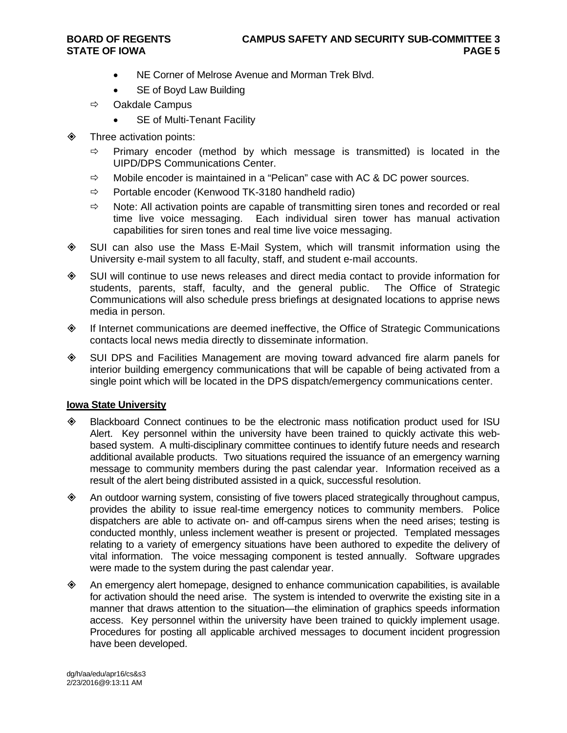- NE Corner of Melrose Avenue and Morman Trek Blvd.
  - SE of Boyd Law Building
- ⇨ Oakdale Campus
  - SE of Multi-Tenant Facility

◈ Three activation points:

- ⇨ Primary encoder (method by which message is transmitted) is located in the UIPD/DPS Communications Center.
- ⇨ Mobile encoder is maintained in a "Pelican" case with AC & DC power sources.
- ⇨ Portable encoder (Kenwood TK-3180 handheld radio)
- ⇨ Note: All activation points are capable of transmitting siren tones and recorded or real time live voice messaging. Each individual siren tower has manual activation capabilities for siren tones and real time live voice messaging.

◈ SUI can also use the Mass E-Mail System, which will transmit information using the University e-mail system to all faculty, staff, and student e-mail accounts.

◈ SUI will continue to use news releases and direct media contact to provide information for students, parents, staff, faculty, and the general public. The Office of Strategic Communications will also schedule press briefings at designated locations to apprise news media in person.

◈ If Internet communications are deemed ineffective, the Office of Strategic Communications contacts local news media directly to disseminate information.

◈ SUI DPS and Facilities Management are moving toward advanced fire alarm panels for interior building emergency communications that will be capable of being activated from a single point which will be located in the DPS dispatch/emergency communications center.

**Iowa State University**

◈ Blackboard Connect continues to be the electronic mass notification product used for ISU Alert. Key personnel within the university have been trained to quickly activate this web-based system. A multi-disciplinary committee continues to identify future needs and research additional available products. Two situations required the issuance of an emergency warning message to community members during the past calendar year. Information received as a result of the alert being distributed assisted in a quick, successful resolution.

◈ An outdoor warning system, consisting of five towers placed strategically throughout campus, provides the ability to issue real-time emergency notices to community members. Police dispatchers are able to activate on- and off-campus sirens when the need arises; testing is conducted monthly, unless inclement weather is present or projected. Templated messages relating to a variety of emergency situations have been authored to expedite the delivery of vital information. The voice messaging component is tested annually. Software upgrades were made to the system during the past calendar year.

◈ An emergency alert homepage, designed to enhance communication capabilities, is available for activation should the need arise. The system is intended to overwrite the existing site in a manner that draws attention to the situation—the elimination of graphics speeds information access. Key personnel within the university have been trained to quickly implement usage. Procedures for posting all applicable archived messages to document incident progression have been developed.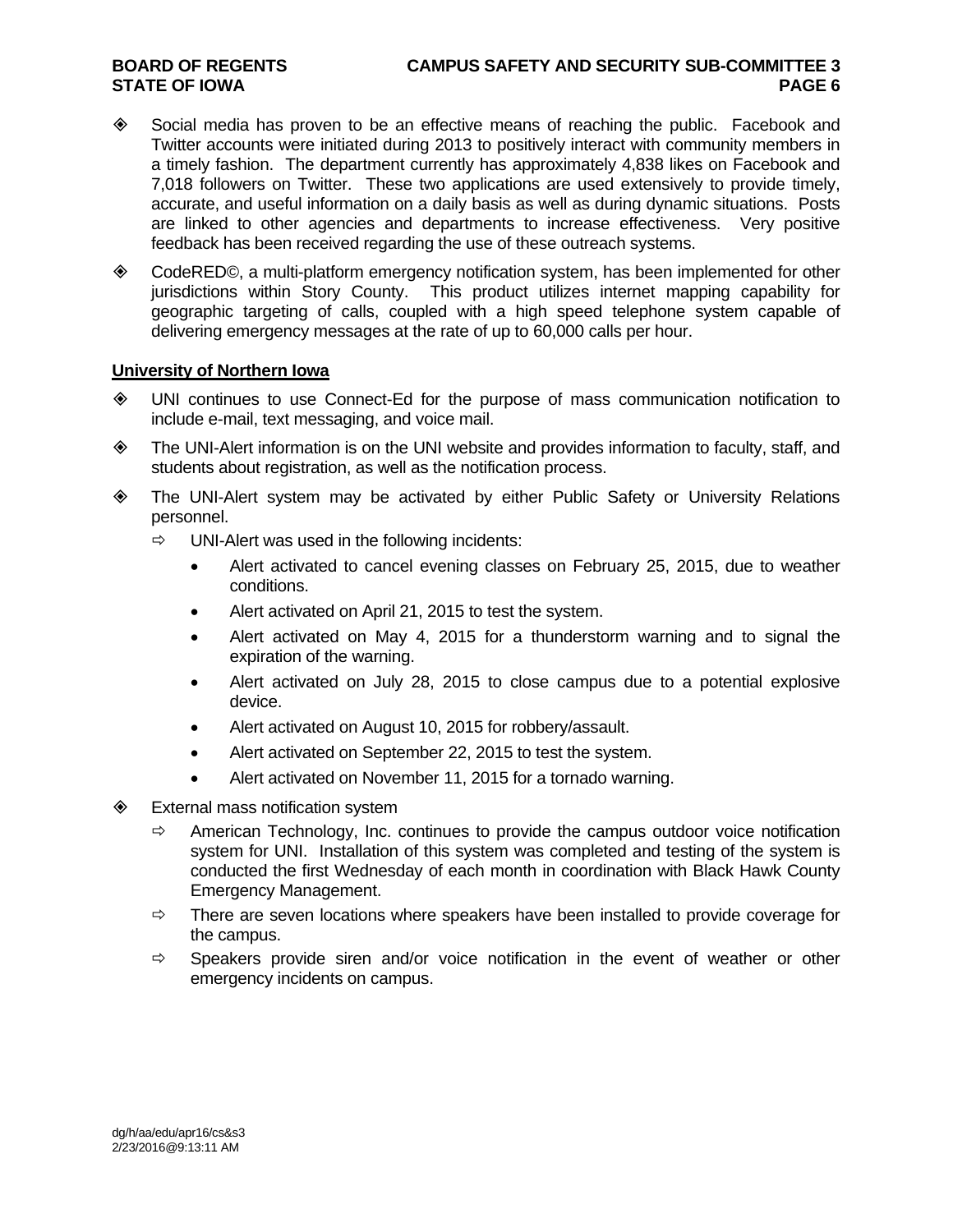- Social media has proven to be an effective means of reaching the public. Facebook and Twitter accounts were initiated during 2013 to positively interact with community members in a timely fashion. The department currently has approximately 4,838 likes on Facebook and 7,018 followers on Twitter. These two applications are used extensively to provide timely, accurate, and useful information on a daily basis as well as during dynamic situations. Posts are linked to other agencies and departments to increase effectiveness. Very positive feedback has been received regarding the use of these outreach systems.
- CodeRED©, a multi-platform emergency notification system, has been implemented for other jurisdictions within Story County. This product utilizes internet mapping capability for geographic targeting of calls, coupled with a high speed telephone system capable of delivering emergency messages at the rate of up to 60,000 calls per hour.

**University of Northern Iowa**

- UNI continues to use Connect-Ed for the purpose of mass communication notification to include e-mail, text messaging, and voice mail.
- The UNI-Alert information is on the UNI website and provides information to faculty, staff, and students about registration, as well as the notification process.
- The UNI-Alert system may be activated by either Public Safety or University Relations personnel.
  - UNI-Alert was used in the following incidents:
    - Alert activated to cancel evening classes on February 25, 2015, due to weather conditions.
    - Alert activated on April 21, 2015 to test the system.
    - Alert activated on May 4, 2015 for a thunderstorm warning and to signal the expiration of the warning.
    - Alert activated on July 28, 2015 to close campus due to a potential explosive device.
    - Alert activated on August 10, 2015 for robbery/assault.
    - Alert activated on September 22, 2015 to test the system.
    - Alert activated on November 11, 2015 for a tornado warning.
- External mass notification system
  - American Technology, Inc. continues to provide the campus outdoor voice notification system for UNI. Installation of this system was completed and testing of the system is conducted the first Wednesday of each month in coordination with Black Hawk County Emergency Management.
  - There are seven locations where speakers have been installed to provide coverage for the campus.
  - Speakers provide siren and/or voice notification in the event of weather or other emergency incidents on campus.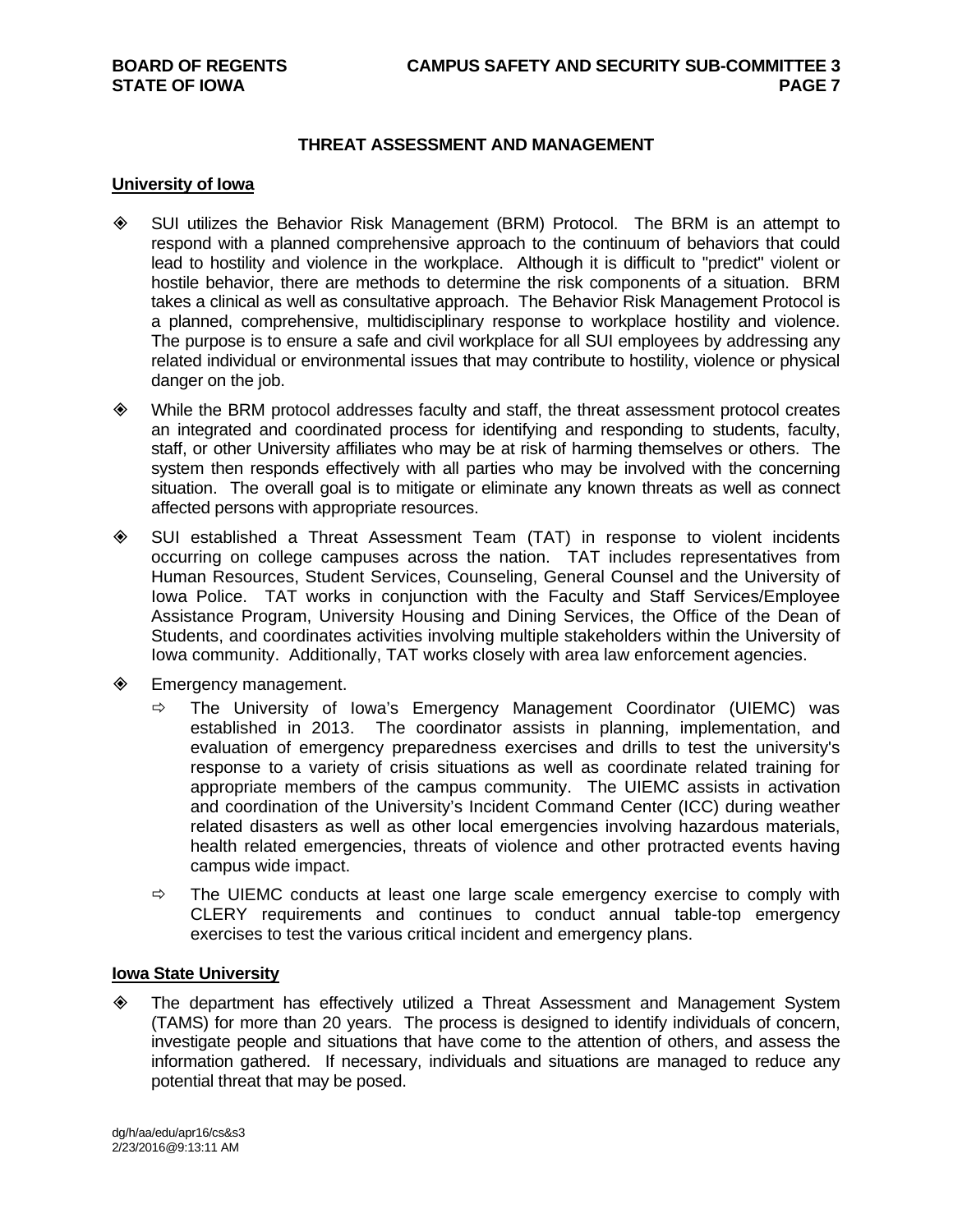## THREAT ASSESSMENT AND MANAGEMENT

### University of Iowa

- SUI utilizes the Behavior Risk Management (BRM) Protocol. The BRM is an attempt to respond with a planned comprehensive approach to the continuum of behaviors that could lead to hostility and violence in the workplace. Although it is difficult to "predict" violent or hostile behavior, there are methods to determine the risk components of a situation. BRM takes a clinical as well as consultative approach. The Behavior Risk Management Protocol is a planned, comprehensive, multidisciplinary response to workplace hostility and violence. The purpose is to ensure a safe and civil workplace for all SUI employees by addressing any related individual or environmental issues that may contribute to hostility, violence or physical danger on the job.

- While the BRM protocol addresses faculty and staff, the threat assessment protocol creates an integrated and coordinated process for identifying and responding to students, faculty, staff, or other University affiliates who may be at risk of harming themselves or others. The system then responds effectively with all parties who may be involved with the concerning situation. The overall goal is to mitigate or eliminate any known threats as well as connect affected persons with appropriate resources.

- SUI established a Threat Assessment Team (TAT) in response to violent incidents occurring on college campuses across the nation. TAT includes representatives from Human Resources, Student Services, Counseling, General Counsel and the University of Iowa Police. TAT works in conjunction with the Faculty and Staff Services/Employee Assistance Program, University Housing and Dining Services, the Office of the Dean of Students, and coordinates activities involving multiple stakeholders within the University of Iowa community. Additionally, TAT works closely with area law enforcement agencies.

- Emergency management.
  - The University of Iowa's Emergency Management Coordinator (UIEMC) was established in 2013. The coordinator assists in planning, implementation, and evaluation of emergency preparedness exercises and drills to test the university's response to a variety of crisis situations as well as coordinate related training for appropriate members of the campus community. The UIEMC assists in activation and coordination of the University's Incident Command Center (ICC) during weather related disasters as well as other local emergencies involving hazardous materials, health related emergencies, threats of violence and other protracted events having campus wide impact.
  - The UIEMC conducts at least one large scale emergency exercise to comply with CLERY requirements and continues to conduct annual table-top emergency exercises to test the various critical incident and emergency plans.

### Iowa State University

- The department has effectively utilized a Threat Assessment and Management System (TAMS) for more than 20 years. The process is designed to identify individuals of concern, investigate people and situations that have come to the attention of others, and assess the information gathered. If necessary, individuals and situations are managed to reduce any potential threat that may be posed.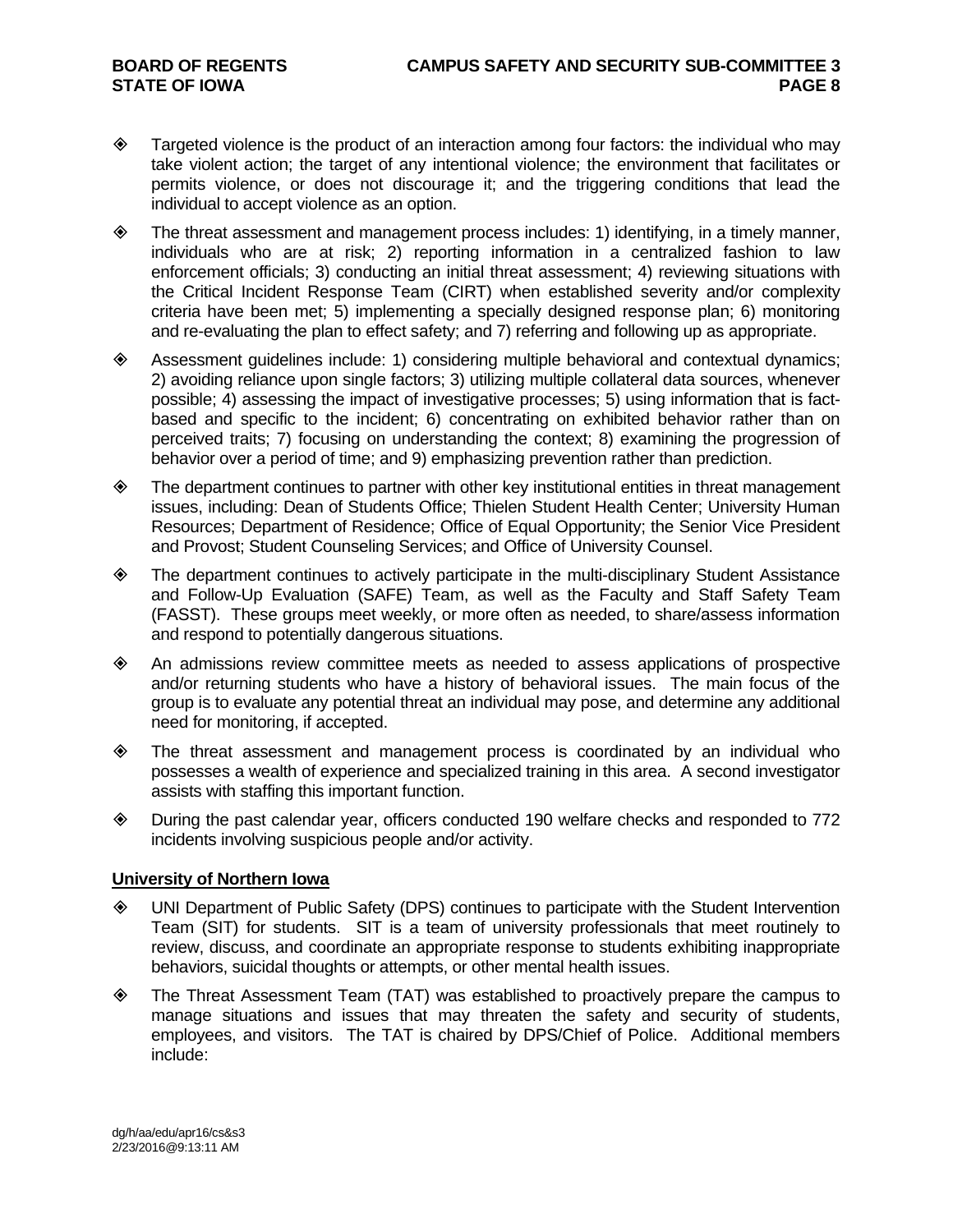- Targeted violence is the product of an interaction among four factors: the individual who may take violent action; the target of any intentional violence; the environment that facilitates or permits violence, or does not discourage it; and the triggering conditions that lead the individual to accept violence as an option.

- The threat assessment and management process includes: 1) identifying, in a timely manner, individuals who are at risk; 2) reporting information in a centralized fashion to law enforcement officials; 3) conducting an initial threat assessment; 4) reviewing situations with the Critical Incident Response Team (CIRT) when established severity and/or complexity criteria have been met; 5) implementing a specially designed response plan; 6) monitoring and re-evaluating the plan to effect safety; and 7) referring and following up as appropriate.

- Assessment guidelines include: 1) considering multiple behavioral and contextual dynamics; 2) avoiding reliance upon single factors; 3) utilizing multiple collateral data sources, whenever possible; 4) assessing the impact of investigative processes; 5) using information that is fact-based and specific to the incident; 6) concentrating on exhibited behavior rather than on perceived traits; 7) focusing on understanding the context; 8) examining the progression of behavior over a period of time; and 9) emphasizing prevention rather than prediction.

- The department continues to partner with other key institutional entities in threat management issues, including: Dean of Students Office; Thielen Student Health Center; University Human Resources; Department of Residence; Office of Equal Opportunity; the Senior Vice President and Provost; Student Counseling Services; and Office of University Counsel.

- The department continues to actively participate in the multi-disciplinary Student Assistance and Follow-Up Evaluation (SAFE) Team, as well as the Faculty and Staff Safety Team (FASST). These groups meet weekly, or more often as needed, to share/assess information and respond to potentially dangerous situations.

- An admissions review committee meets as needed to assess applications of prospective and/or returning students who have a history of behavioral issues. The main focus of the group is to evaluate any potential threat an individual may pose, and determine any additional need for monitoring, if accepted.

- The threat assessment and management process is coordinated by an individual who possesses a wealth of experience and specialized training in this area. A second investigator assists with staffing this important function.

- During the past calendar year, officers conducted 190 welfare checks and responded to 772 incidents involving suspicious people and/or activity.

**University of Northern Iowa**

- UNI Department of Public Safety (DPS) continues to participate with the Student Intervention Team (SIT) for students. SIT is a team of university professionals that meet routinely to review, discuss, and coordinate an appropriate response to students exhibiting inappropriate behaviors, suicidal thoughts or attempts, or other mental health issues.

- The Threat Assessment Team (TAT) was established to proactively prepare the campus to manage situations and issues that may threaten the safety and security of students, employees, and visitors. The TAT is chaired by DPS/Chief of Police. Additional members include: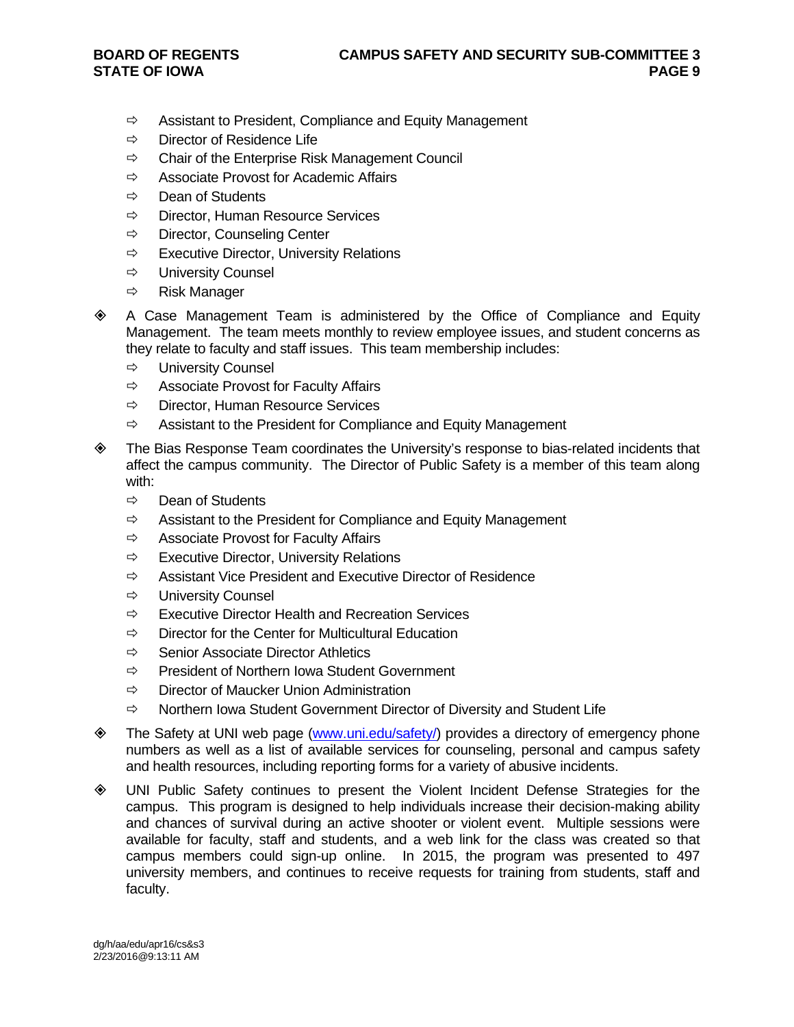- Assistant to President, Compliance and Equity Management
- Director of Residence Life
- Chair of the Enterprise Risk Management Council
- Associate Provost for Academic Affairs
- Dean of Students
- Director, Human Resource Services
- Director, Counseling Center
- Executive Director, University Relations
- University Counsel
- Risk Manager

- A Case Management Team is administered by the Office of Compliance and Equity Management. The team meets monthly to review employee issues, and student concerns as they relate to faculty and staff issues. This team membership includes:
  - University Counsel
  - Associate Provost for Faculty Affairs
  - Director, Human Resource Services
  - Assistant to the President for Compliance and Equity Management

- The Bias Response Team coordinates the University's response to bias-related incidents that affect the campus community. The Director of Public Safety is a member of this team along with:
  - Dean of Students
  - Assistant to the President for Compliance and Equity Management
  - Associate Provost for Faculty Affairs
  - Executive Director, University Relations
  - Assistant Vice President and Executive Director of Residence
  - University Counsel
  - Executive Director Health and Recreation Services
  - Director for the Center for Multicultural Education
  - Senior Associate Director Athletics
  - President of Northern Iowa Student Government
  - Director of Maucker Union Administration
  - Northern Iowa Student Government Director of Diversity and Student Life

- The Safety at UNI web page (www.uni.edu/safety/) provides a directory of emergency phone numbers as well as a list of available services for counseling, personal and campus safety and health resources, including reporting forms for a variety of abusive incidents.

- UNI Public Safety continues to present the Violent Incident Defense Strategies for the campus. This program is designed to help individuals increase their decision-making ability and chances of survival during an active shooter or violent event. Multiple sessions were available for faculty, staff and students, and a web link for the class was created so that campus members could sign-up online. In 2015, the program was presented to 497 university members, and continues to receive requests for training from students, staff and faculty.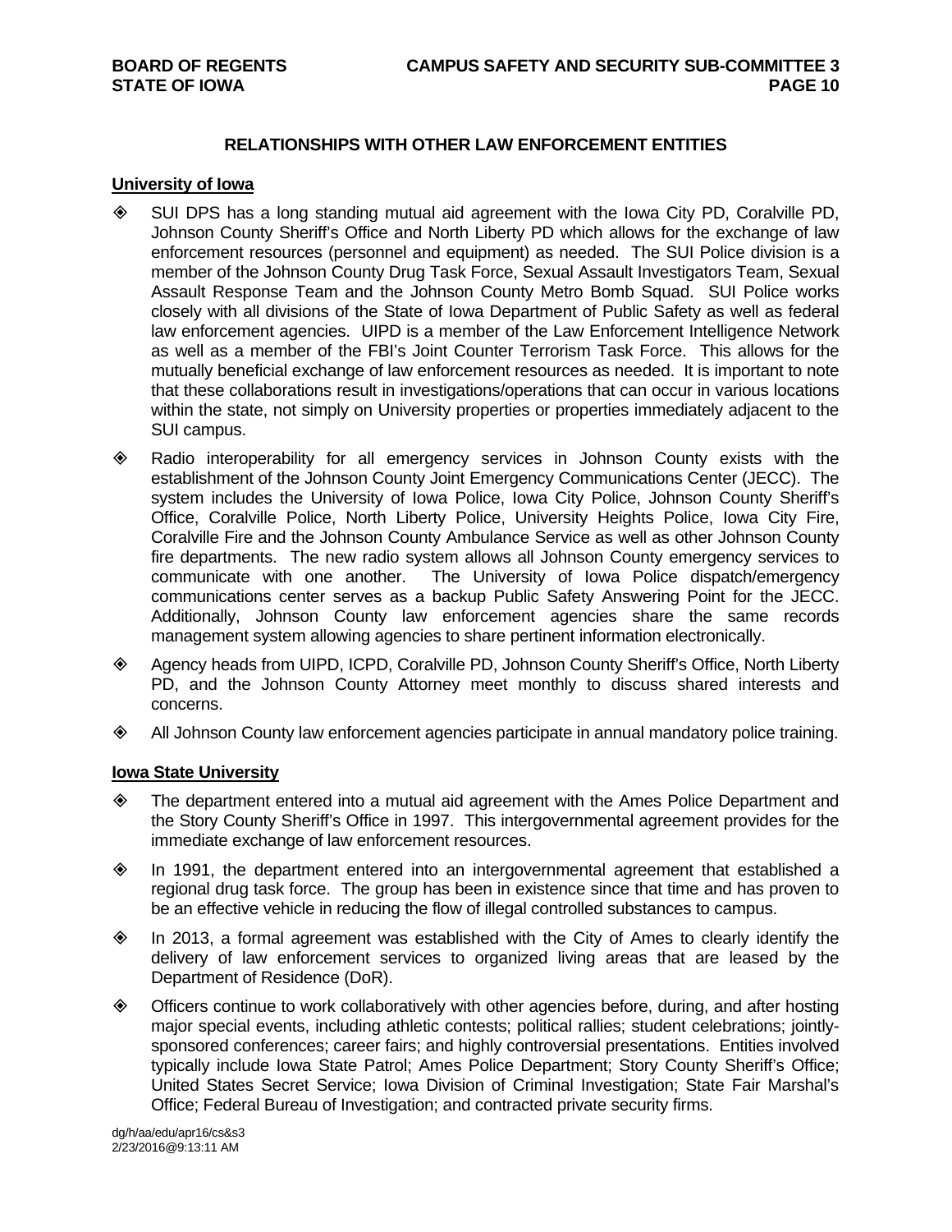## RELATIONSHIPS WITH OTHER LAW ENFORCEMENT ENTITIES

**University of Iowa**

- SUI DPS has a long standing mutual aid agreement with the Iowa City PD, Coralville PD, Johnson County Sheriff's Office and North Liberty PD which allows for the exchange of law enforcement resources (personnel and equipment) as needed. The SUI Police division is a member of the Johnson County Drug Task Force, Sexual Assault Investigators Team, Sexual Assault Response Team and the Johnson County Metro Bomb Squad. SUI Police works closely with all divisions of the State of Iowa Department of Public Safety as well as federal law enforcement agencies. UIPD is a member of the Law Enforcement Intelligence Network as well as a member of the FBI's Joint Counter Terrorism Task Force. This allows for the mutually beneficial exchange of law enforcement resources as needed. It is important to note that these collaborations result in investigations/operations that can occur in various locations within the state, not simply on University properties or properties immediately adjacent to the SUI campus.
- Radio interoperability for all emergency services in Johnson County exists with the establishment of the Johnson County Joint Emergency Communications Center (JECC). The system includes the University of Iowa Police, Iowa City Police, Johnson County Sheriff's Office, Coralville Police, North Liberty Police, University Heights Police, Iowa City Fire, Coralville Fire and the Johnson County Ambulance Service as well as other Johnson County fire departments. The new radio system allows all Johnson County emergency services to communicate with one another. The University of Iowa Police dispatch/emergency communications center serves as a backup Public Safety Answering Point for the JECC. Additionally, Johnson County law enforcement agencies share the same records management system allowing agencies to share pertinent information electronically.
- Agency heads from UIPD, ICPD, Coralville PD, Johnson County Sheriff's Office, North Liberty PD, and the Johnson County Attorney meet monthly to discuss shared interests and concerns.
- All Johnson County law enforcement agencies participate in annual mandatory police training.

**Iowa State University**

- The department entered into a mutual aid agreement with the Ames Police Department and the Story County Sheriff's Office in 1997. This intergovernmental agreement provides for the immediate exchange of law enforcement resources.
- In 1991, the department entered into an intergovernmental agreement that established a regional drug task force. The group has been in existence since that time and has proven to be an effective vehicle in reducing the flow of illegal controlled substances to campus.
- In 2013, a formal agreement was established with the City of Ames to clearly identify the delivery of law enforcement services to organized living areas that are leased by the Department of Residence (DoR).
- Officers continue to work collaboratively with other agencies before, during, and after hosting major special events, including athletic contests; political rallies; student celebrations; jointly-sponsored conferences; career fairs; and highly controversial presentations. Entities involved typically include Iowa State Patrol; Ames Police Department; Story County Sheriff's Office; United States Secret Service; Iowa Division of Criminal Investigation; State Fair Marshal's Office; Federal Bureau of Investigation; and contracted private security firms.

dg/h/aa/edu/apr16/cs&s3
2/23/2016@9:13:11 AM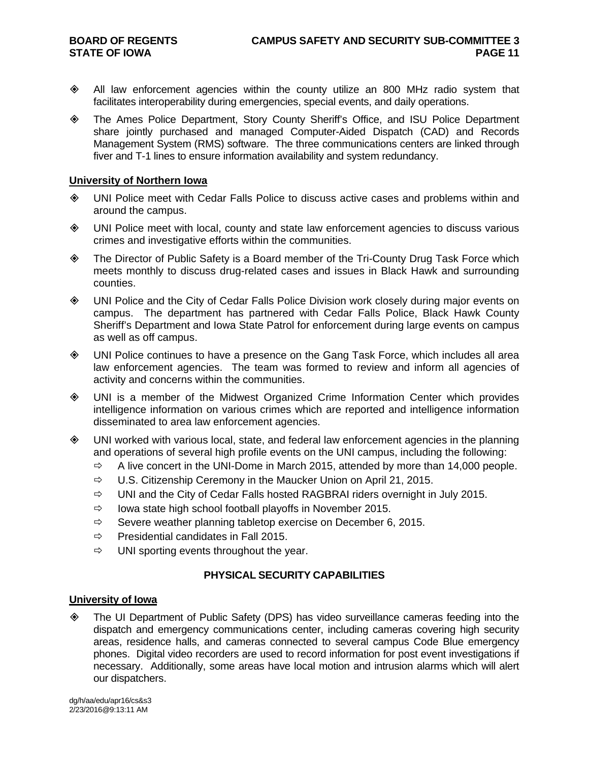- All law enforcement agencies within the county utilize an 800 MHz radio system that facilitates interoperability during emergencies, special events, and daily operations.
- The Ames Police Department, Story County Sheriff's Office, and ISU Police Department share jointly purchased and managed Computer-Aided Dispatch (CAD) and Records Management System (RMS) software. The three communications centers are linked through fiver and T-1 lines to ensure information availability and system redundancy.

**University of Northern Iowa**

- UNI Police meet with Cedar Falls Police to discuss active cases and problems within and around the campus.
- UNI Police meet with local, county and state law enforcement agencies to discuss various crimes and investigative efforts within the communities.
- The Director of Public Safety is a Board member of the Tri-County Drug Task Force which meets monthly to discuss drug-related cases and issues in Black Hawk and surrounding counties.
- UNI Police and the City of Cedar Falls Police Division work closely during major events on campus. The department has partnered with Cedar Falls Police, Black Hawk County Sheriff's Department and Iowa State Patrol for enforcement during large events on campus as well as off campus.
- UNI Police continues to have a presence on the Gang Task Force, which includes all area law enforcement agencies. The team was formed to review and inform all agencies of activity and concerns within the communities.
- UNI is a member of the Midwest Organized Crime Information Center which provides intelligence information on various crimes which are reported and intelligence information disseminated to area law enforcement agencies.
- UNI worked with various local, state, and federal law enforcement agencies in the planning and operations of several high profile events on the UNI campus, including the following:
  - A live concert in the UNI-Dome in March 2015, attended by more than 14,000 people.
  - U.S. Citizenship Ceremony in the Maucker Union on April 21, 2015.
  - UNI and the City of Cedar Falls hosted RAGBRAI riders overnight in July 2015.
  - Iowa state high school football playoffs in November 2015.
  - Severe weather planning tabletop exercise on December 6, 2015.
  - Presidential candidates in Fall 2015.
  - UNI sporting events throughout the year.

## PHYSICAL SECURITY CAPABILITIES

**University of Iowa**

- The UI Department of Public Safety (DPS) has video surveillance cameras feeding into the dispatch and emergency communications center, including cameras covering high security areas, residence halls, and cameras connected to several campus Code Blue emergency phones. Digital video recorders are used to record information for post event investigations if necessary. Additionally, some areas have local motion and intrusion alarms which will alert our dispatchers.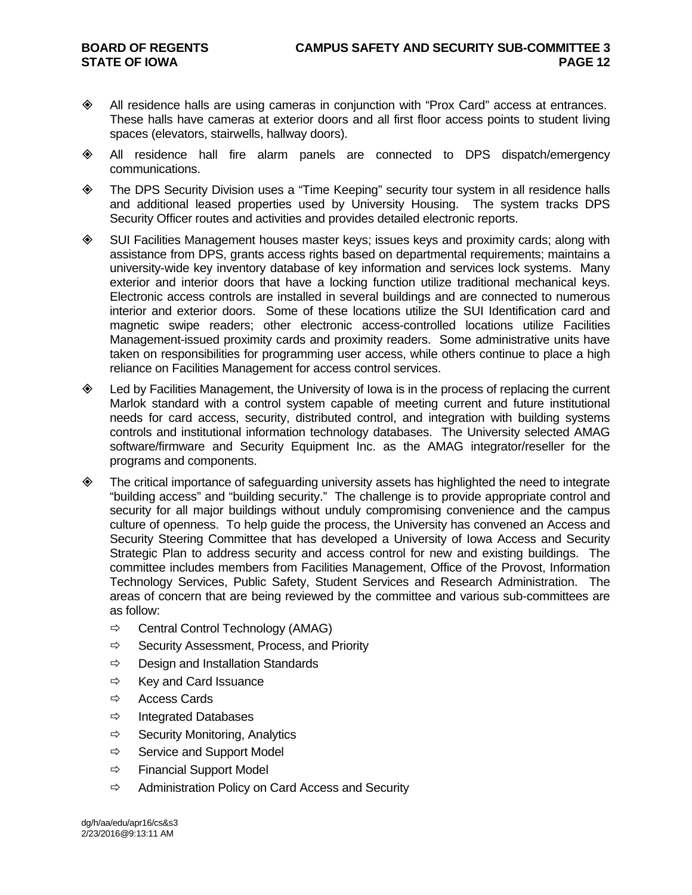- All residence halls are using cameras in conjunction with "Prox Card" access at entrances. These halls have cameras at exterior doors and all first floor access points to student living spaces (elevators, stairwells, hallway doors).
- All residence hall fire alarm panels are connected to DPS dispatch/emergency communications.
- The DPS Security Division uses a "Time Keeping" security tour system in all residence halls and additional leased properties used by University Housing. The system tracks DPS Security Officer routes and activities and provides detailed electronic reports.
- SUI Facilities Management houses master keys; issues keys and proximity cards; along with assistance from DPS, grants access rights based on departmental requirements; maintains a university-wide key inventory database of key information and services lock systems. Many exterior and interior doors that have a locking function utilize traditional mechanical keys. Electronic access controls are installed in several buildings and are connected to numerous interior and exterior doors. Some of these locations utilize the SUI Identification card and magnetic swipe readers; other electronic access-controlled locations utilize Facilities Management-issued proximity cards and proximity readers. Some administrative units have taken on responsibilities for programming user access, while others continue to place a high reliance on Facilities Management for access control services.
- Led by Facilities Management, the University of Iowa is in the process of replacing the current Marlok standard with a control system capable of meeting current and future institutional needs for card access, security, distributed control, and integration with building systems controls and institutional information technology databases. The University selected AMAG software/firmware and Security Equipment Inc. as the AMAG integrator/reseller for the programs and components.
- The critical importance of safeguarding university assets has highlighted the need to integrate "building access" and "building security." The challenge is to provide appropriate control and security for all major buildings without unduly compromising convenience and the campus culture of openness. To help guide the process, the University has convened an Access and Security Steering Committee that has developed a University of Iowa Access and Security Strategic Plan to address security and access control for new and existing buildings. The committee includes members from Facilities Management, Office of the Provost, Information Technology Services, Public Safety, Student Services and Research Administration. The areas of concern that are being reviewed by the committee and various sub-committees are as follow:
  - Central Control Technology (AMAG)
  - Security Assessment, Process, and Priority
  - Design and Installation Standards
  - Key and Card Issuance
  - Access Cards
  - Integrated Databases
  - Security Monitoring, Analytics
  - Service and Support Model
  - Financial Support Model
  - Administration Policy on Card Access and Security

dg/h/aa/edu/apr16/cs&s3
2/23/2016@9:13:11 AM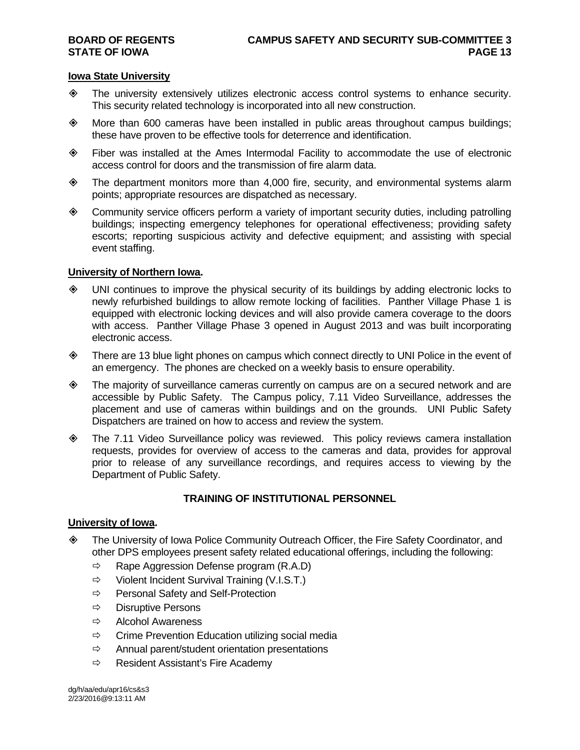**Iowa State University**

- The university extensively utilizes electronic access control systems to enhance security. This security related technology is incorporated into all new construction.
- More than 600 cameras have been installed in public areas throughout campus buildings; these have proven to be effective tools for deterrence and identification.
- Fiber was installed at the Ames Intermodal Facility to accommodate the use of electronic access control for doors and the transmission of fire alarm data.
- The department monitors more than 4,000 fire, security, and environmental systems alarm points; appropriate resources are dispatched as necessary.
- Community service officers perform a variety of important security duties, including patrolling buildings; inspecting emergency telephones for operational effectiveness; providing safety escorts; reporting suspicious activity and defective equipment; and assisting with special event staffing.

**University of Northern Iowa.**

- UNI continues to improve the physical security of its buildings by adding electronic locks to newly refurbished buildings to allow remote locking of facilities. Panther Village Phase 1 is equipped with electronic locking devices and will also provide camera coverage to the doors with access. Panther Village Phase 3 opened in August 2013 and was built incorporating electronic access.
- There are 13 blue light phones on campus which connect directly to UNI Police in the event of an emergency. The phones are checked on a weekly basis to ensure operability.
- The majority of surveillance cameras currently on campus are on a secured network and are accessible by Public Safety. The Campus policy, 7.11 Video Surveillance, addresses the placement and use of cameras within buildings and on the grounds. UNI Public Safety Dispatchers are trained on how to access and review the system.
- The 7.11 Video Surveillance policy was reviewed. This policy reviews camera installation requests, provides for overview of access to the cameras and data, provides for approval prior to release of any surveillance recordings, and requires access to viewing by the Department of Public Safety.

## TRAINING OF INSTITUTIONAL PERSONNEL

**University of Iowa.**

- The University of Iowa Police Community Outreach Officer, the Fire Safety Coordinator, and other DPS employees present safety related educational offerings, including the following:
  - Rape Aggression Defense program (R.A.D)
  - Violent Incident Survival Training (V.I.S.T.)
  - Personal Safety and Self-Protection
  - Disruptive Persons
  - Alcohol Awareness
  - Crime Prevention Education utilizing social media
  - Annual parent/student orientation presentations
  - Resident Assistant's Fire Academy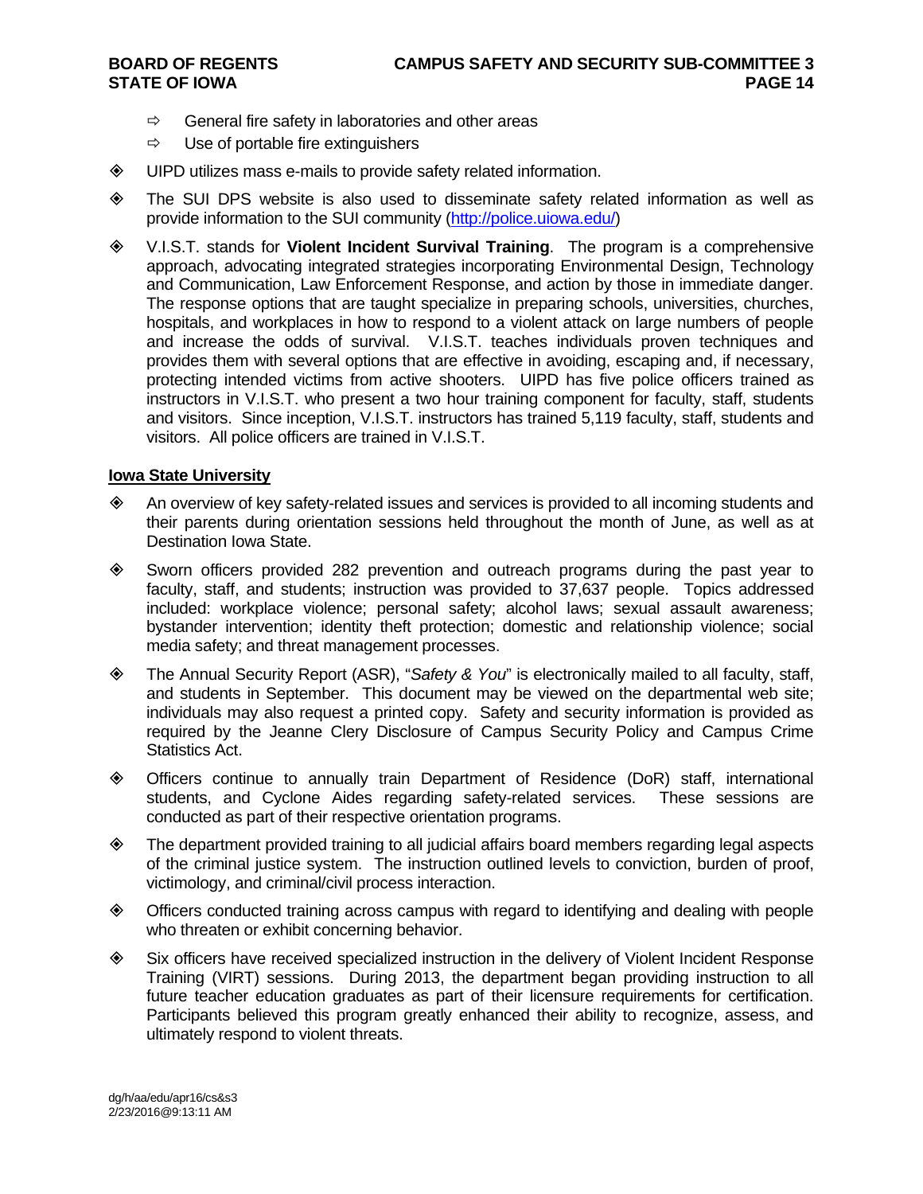- General fire safety in laboratories and other areas
- Use of portable fire extinguishers

- UIPD utilizes mass e-mails to provide safety related information.

- The SUI DPS website is also used to disseminate safety related information as well as provide information to the SUI community (http://police.uiowa.edu/)

- V.I.S.T. stands for **Violent Incident Survival Training**. The program is a comprehensive approach, advocating integrated strategies incorporating Environmental Design, Technology and Communication, Law Enforcement Response, and action by those in immediate danger. The response options that are taught specialize in preparing schools, universities, churches, hospitals, and workplaces in how to respond to a violent attack on large numbers of people and increase the odds of survival. V.I.S.T. teaches individuals proven techniques and provides them with several options that are effective in avoiding, escaping and, if necessary, protecting intended victims from active shooters. UIPD has five police officers trained as instructors in V.I.S.T. who present a two hour training component for faculty, staff, students and visitors. Since inception, V.I.S.T. instructors has trained 5,119 faculty, staff, students and visitors. All police officers are trained in V.I.S.T.

**Iowa State University**

- An overview of key safety-related issues and services is provided to all incoming students and their parents during orientation sessions held throughout the month of June, as well as at Destination Iowa State.

- Sworn officers provided 282 prevention and outreach programs during the past year to faculty, staff, and students; instruction was provided to 37,637 people. Topics addressed included: workplace violence; personal safety; alcohol laws; sexual assault awareness; bystander intervention; identity theft protection; domestic and relationship violence; social media safety; and threat management processes.

- The Annual Security Report (ASR), "*Safety & You*" is electronically mailed to all faculty, staff, and students in September. This document may be viewed on the departmental web site; individuals may also request a printed copy. Safety and security information is provided as required by the Jeanne Clery Disclosure of Campus Security Policy and Campus Crime Statistics Act.

- Officers continue to annually train Department of Residence (DoR) staff, international students, and Cyclone Aides regarding safety-related services. These sessions are conducted as part of their respective orientation programs.

- The department provided training to all judicial affairs board members regarding legal aspects of the criminal justice system. The instruction outlined levels to conviction, burden of proof, victimology, and criminal/civil process interaction.

- Officers conducted training across campus with regard to identifying and dealing with people who threaten or exhibit concerning behavior.

- Six officers have received specialized instruction in the delivery of Violent Incident Response Training (VIRT) sessions. During 2013, the department began providing instruction to all future teacher education graduates as part of their licensure requirements for certification. Participants believed this program greatly enhanced their ability to recognize, assess, and ultimately respond to violent threats.

dg/h/aa/edu/apr16/cs&s3
2/23/2016@9:13:11 AM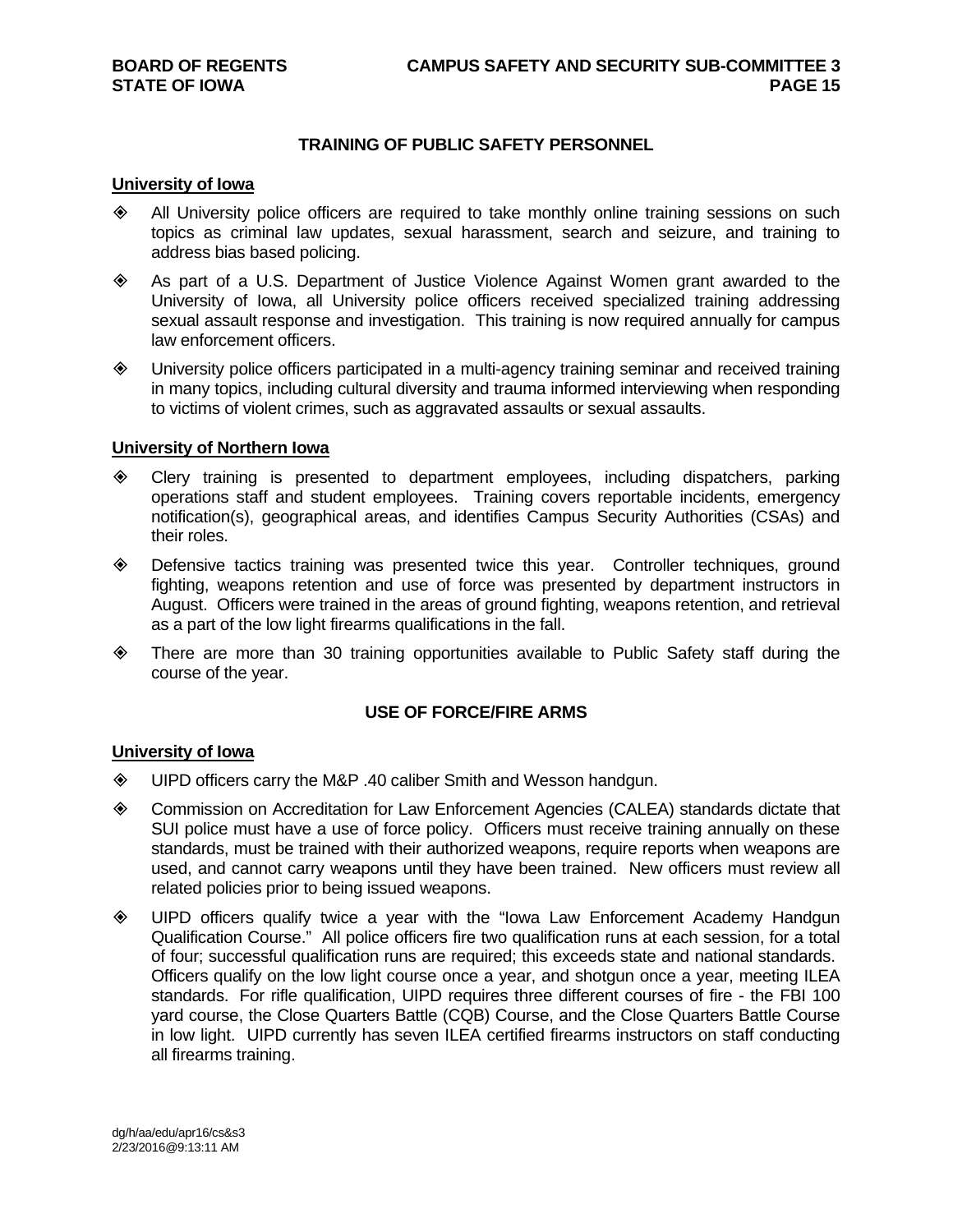## TRAINING OF PUBLIC SAFETY PERSONNEL

**University of Iowa**

- All University police officers are required to take monthly online training sessions on such topics as criminal law updates, sexual harassment, search and seizure, and training to address bias based policing.
- As part of a U.S. Department of Justice Violence Against Women grant awarded to the University of Iowa, all University police officers received specialized training addressing sexual assault response and investigation. This training is now required annually for campus law enforcement officers.
- University police officers participated in a multi-agency training seminar and received training in many topics, including cultural diversity and trauma informed interviewing when responding to victims of violent crimes, such as aggravated assaults or sexual assaults.

**University of Northern Iowa**

- Clery training is presented to department employees, including dispatchers, parking operations staff and student employees. Training covers reportable incidents, emergency notification(s), geographical areas, and identifies Campus Security Authorities (CSAs) and their roles.
- Defensive tactics training was presented twice this year. Controller techniques, ground fighting, weapons retention and use of force was presented by department instructors in August. Officers were trained in the areas of ground fighting, weapons retention, and retrieval as a part of the low light firearms qualifications in the fall.
- There are more than 30 training opportunities available to Public Safety staff during the course of the year.

## USE OF FORCE/FIRE ARMS

**University of Iowa**

- UIPD officers carry the M&P .40 caliber Smith and Wesson handgun.
- Commission on Accreditation for Law Enforcement Agencies (CALEA) standards dictate that SUI police must have a use of force policy. Officers must receive training annually on these standards, must be trained with their authorized weapons, require reports when weapons are used, and cannot carry weapons until they have been trained. New officers must review all related policies prior to being issued weapons.
- UIPD officers qualify twice a year with the "Iowa Law Enforcement Academy Handgun Qualification Course." All police officers fire two qualification runs at each session, for a total of four; successful qualification runs are required; this exceeds state and national standards. Officers qualify on the low light course once a year, and shotgun once a year, meeting ILEA standards. For rifle qualification, UIPD requires three different courses of fire - the FBI 100 yard course, the Close Quarters Battle (CQB) Course, and the Close Quarters Battle Course in low light. UIPD currently has seven ILEA certified firearms instructors on staff conducting all firearms training.

dg/h/aa/edu/apr16/cs&s3
2/23/2016@9:13:11 AM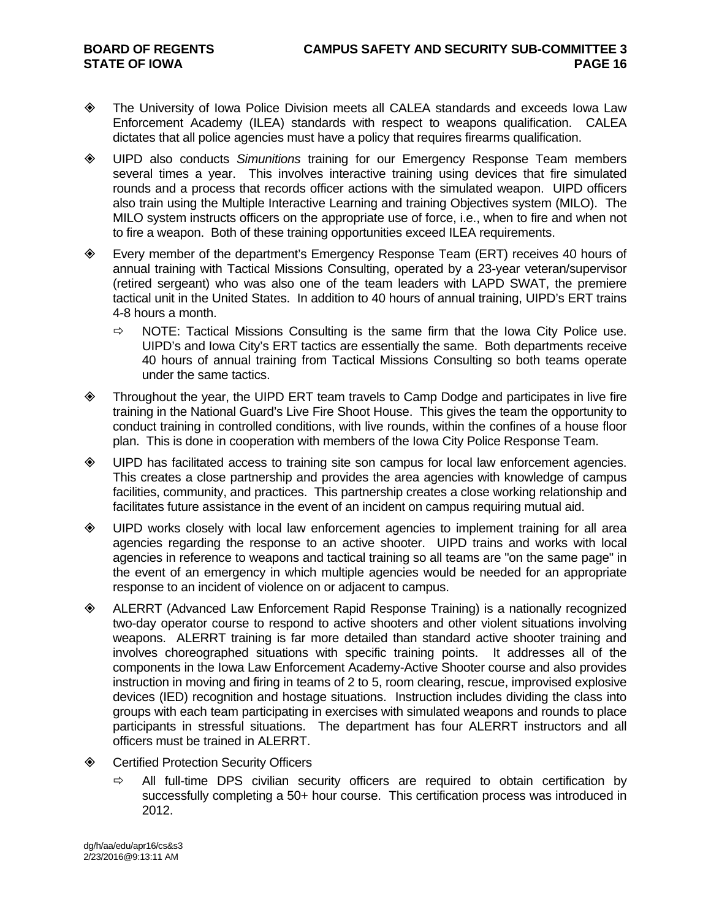- The University of Iowa Police Division meets all CALEA standards and exceeds Iowa Law Enforcement Academy (ILEA) standards with respect to weapons qualification. CALEA dictates that all police agencies must have a policy that requires firearms qualification.
- UIPD also conducts *Simunitions* training for our Emergency Response Team members several times a year. This involves interactive training using devices that fire simulated rounds and a process that records officer actions with the simulated weapon. UIPD officers also train using the Multiple Interactive Learning and training Objectives system (MILO). The MILO system instructs officers on the appropriate use of force, i.e., when to fire and when not to fire a weapon. Both of these training opportunities exceed ILEA requirements.
- Every member of the department's Emergency Response Team (ERT) receives 40 hours of annual training with Tactical Missions Consulting, operated by a 23-year veteran/supervisor (retired sergeant) who was also one of the team leaders with LAPD SWAT, the premiere tactical unit in the United States. In addition to 40 hours of annual training, UIPD's ERT trains 4-8 hours a month.
  - NOTE: Tactical Missions Consulting is the same firm that the Iowa City Police use. UIPD's and Iowa City's ERT tactics are essentially the same. Both departments receive 40 hours of annual training from Tactical Missions Consulting so both teams operate under the same tactics.
- Throughout the year, the UIPD ERT team travels to Camp Dodge and participates in live fire training in the National Guard's Live Fire Shoot House. This gives the team the opportunity to conduct training in controlled conditions, with live rounds, within the confines of a house floor plan. This is done in cooperation with members of the Iowa City Police Response Team.
- UIPD has facilitated access to training site son campus for local law enforcement agencies. This creates a close partnership and provides the area agencies with knowledge of campus facilities, community, and practices. This partnership creates a close working relationship and facilitates future assistance in the event of an incident on campus requiring mutual aid.
- UIPD works closely with local law enforcement agencies to implement training for all area agencies regarding the response to an active shooter. UIPD trains and works with local agencies in reference to weapons and tactical training so all teams are "on the same page" in the event of an emergency in which multiple agencies would be needed for an appropriate response to an incident of violence on or adjacent to campus.
- ALERRT (Advanced Law Enforcement Rapid Response Training) is a nationally recognized two-day operator course to respond to active shooters and other violent situations involving weapons. ALERRT training is far more detailed than standard active shooter training and involves choreographed situations with specific training points. It addresses all of the components in the Iowa Law Enforcement Academy-Active Shooter course and also provides instruction in moving and firing in teams of 2 to 5, room clearing, rescue, improvised explosive devices (IED) recognition and hostage situations. Instruction includes dividing the class into groups with each team participating in exercises with simulated weapons and rounds to place participants in stressful situations. The department has four ALERRT instructors and all officers must be trained in ALERRT.
- Certified Protection Security Officers
  - All full-time DPS civilian security officers are required to obtain certification by successfully completing a 50+ hour course. This certification process was introduced in 2012.

dg/h/aa/edu/apr16/cs&s3
2/23/2016@9:13:11 AM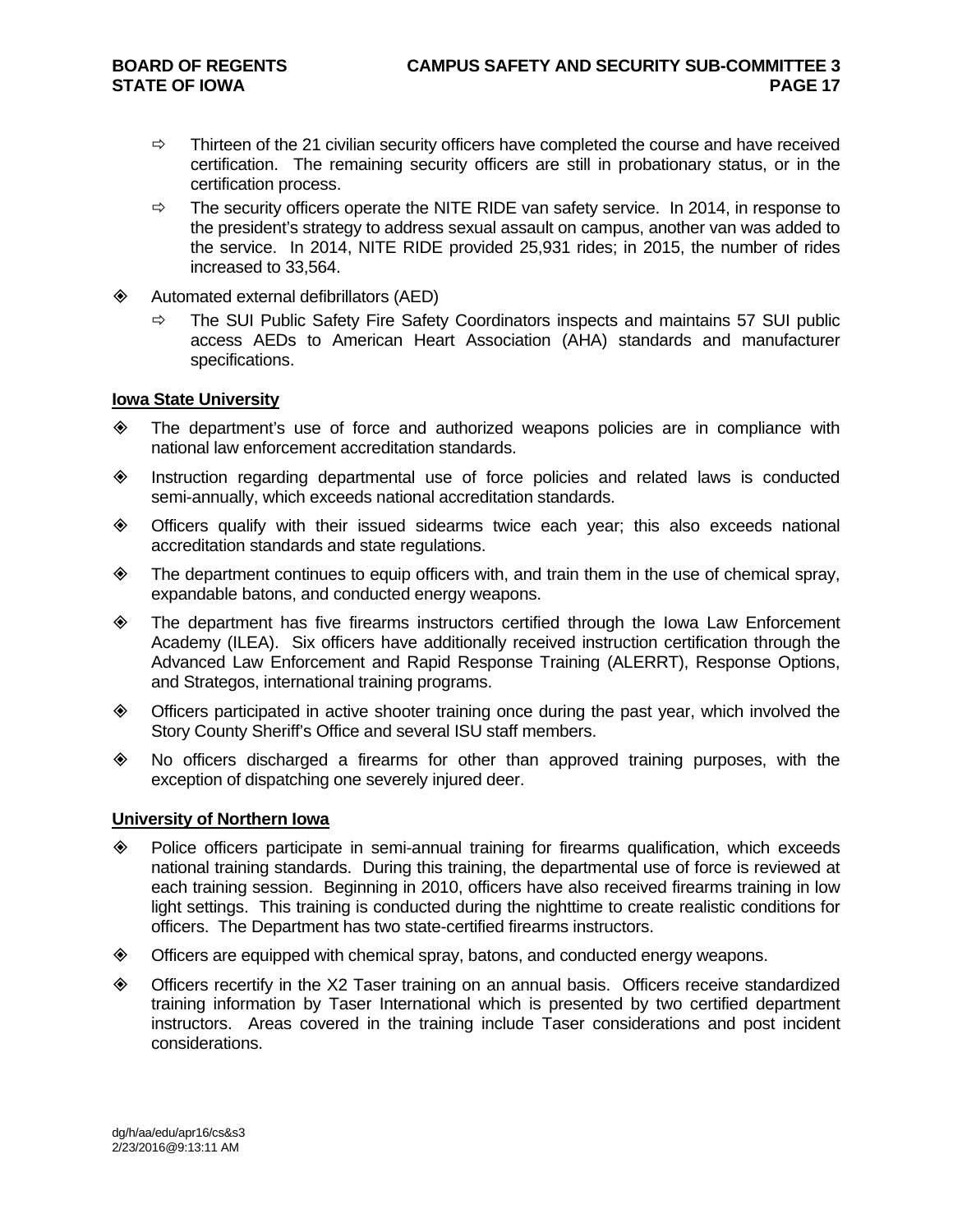- Thirteen of the 21 civilian security officers have completed the course and have received certification. The remaining security officers are still in probationary status, or in the certification process.
- The security officers operate the NITE RIDE van safety service. In 2014, in response to the president's strategy to address sexual assault on campus, another van was added to the service. In 2014, NITE RIDE provided 25,931 rides; in 2015, the number of rides increased to 33,564.

- Automated external defibrillators (AED)
  - The SUI Public Safety Fire Safety Coordinators inspects and maintains 57 SUI public access AEDs to American Heart Association (AHA) standards and manufacturer specifications.

**Iowa State University**

- The department's use of force and authorized weapons policies are in compliance with national law enforcement accreditation standards.
- Instruction regarding departmental use of force policies and related laws is conducted semi-annually, which exceeds national accreditation standards.
- Officers qualify with their issued sidearms twice each year; this also exceeds national accreditation standards and state regulations.
- The department continues to equip officers with, and train them in the use of chemical spray, expandable batons, and conducted energy weapons.
- The department has five firearms instructors certified through the Iowa Law Enforcement Academy (ILEA). Six officers have additionally received instruction certification through the Advanced Law Enforcement and Rapid Response Training (ALERRT), Response Options, and Strategos, international training programs.
- Officers participated in active shooter training once during the past year, which involved the Story County Sheriff's Office and several ISU staff members.
- No officers discharged a firearms for other than approved training purposes, with the exception of dispatching one severely injured deer.

**University of Northern Iowa**

- Police officers participate in semi-annual training for firearms qualification, which exceeds national training standards. During this training, the departmental use of force is reviewed at each training session. Beginning in 2010, officers have also received firearms training in low light settings. This training is conducted during the nighttime to create realistic conditions for officers. The Department has two state-certified firearms instructors.
- Officers are equipped with chemical spray, batons, and conducted energy weapons.
- Officers recertify in the X2 Taser training on an annual basis. Officers receive standardized training information by Taser International which is presented by two certified department instructors. Areas covered in the training include Taser considerations and post incident considerations.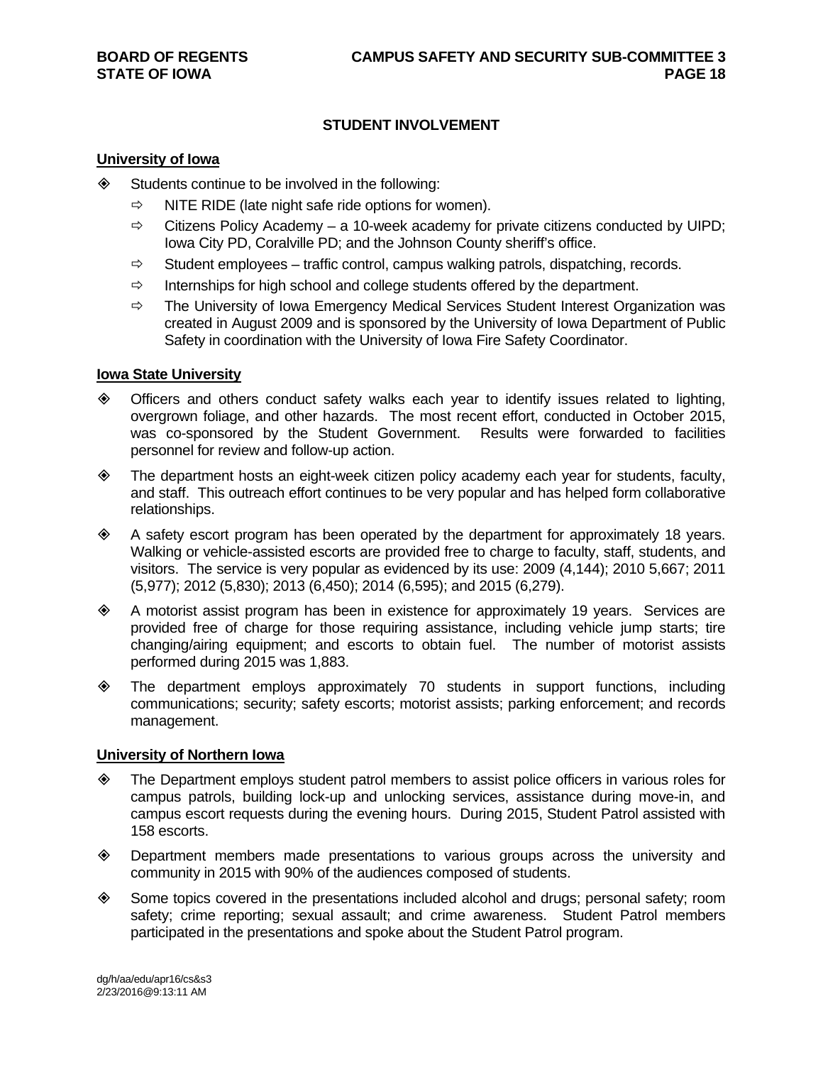## STUDENT INVOLVEMENT

### University of Iowa

- Students continue to be involved in the following:
  - NITE RIDE (late night safe ride options for women).
  - Citizens Policy Academy – a 10-week academy for private citizens conducted by UIPD; Iowa City PD, Coralville PD; and the Johnson County sheriff's office.
  - Student employees – traffic control, campus walking patrols, dispatching, records.
  - Internships for high school and college students offered by the department.
  - The University of Iowa Emergency Medical Services Student Interest Organization was created in August 2009 and is sponsored by the University of Iowa Department of Public Safety in coordination with the University of Iowa Fire Safety Coordinator.

### Iowa State University

- Officers and others conduct safety walks each year to identify issues related to lighting, overgrown foliage, and other hazards. The most recent effort, conducted in October 2015, was co-sponsored by the Student Government. Results were forwarded to facilities personnel for review and follow-up action.
- The department hosts an eight-week citizen policy academy each year for students, faculty, and staff. This outreach effort continues to be very popular and has helped form collaborative relationships.
- A safety escort program has been operated by the department for approximately 18 years. Walking or vehicle-assisted escorts are provided free to charge to faculty, staff, students, and visitors. The service is very popular as evidenced by its use: 2009 (4,144); 2010 5,667; 2011 (5,977); 2012 (5,830); 2013 (6,450); 2014 (6,595); and 2015 (6,279).
- A motorist assist program has been in existence for approximately 19 years. Services are provided free of charge for those requiring assistance, including vehicle jump starts; tire changing/airing equipment; and escorts to obtain fuel. The number of motorist assists performed during 2015 was 1,883.
- The department employs approximately 70 students in support functions, including communications; security; safety escorts; motorist assists; parking enforcement; and records management.

### University of Northern Iowa

- The Department employs student patrol members to assist police officers in various roles for campus patrols, building lock-up and unlocking services, assistance during move-in, and campus escort requests during the evening hours. During 2015, Student Patrol assisted with 158 escorts.
- Department members made presentations to various groups across the university and community in 2015 with 90% of the audiences composed of students.
- Some topics covered in the presentations included alcohol and drugs; personal safety; room safety; crime reporting; sexual assault; and crime awareness. Student Patrol members participated in the presentations and spoke about the Student Patrol program.

dg/h/aa/edu/apr16/cs&s3
2/23/2016@9:13:11 AM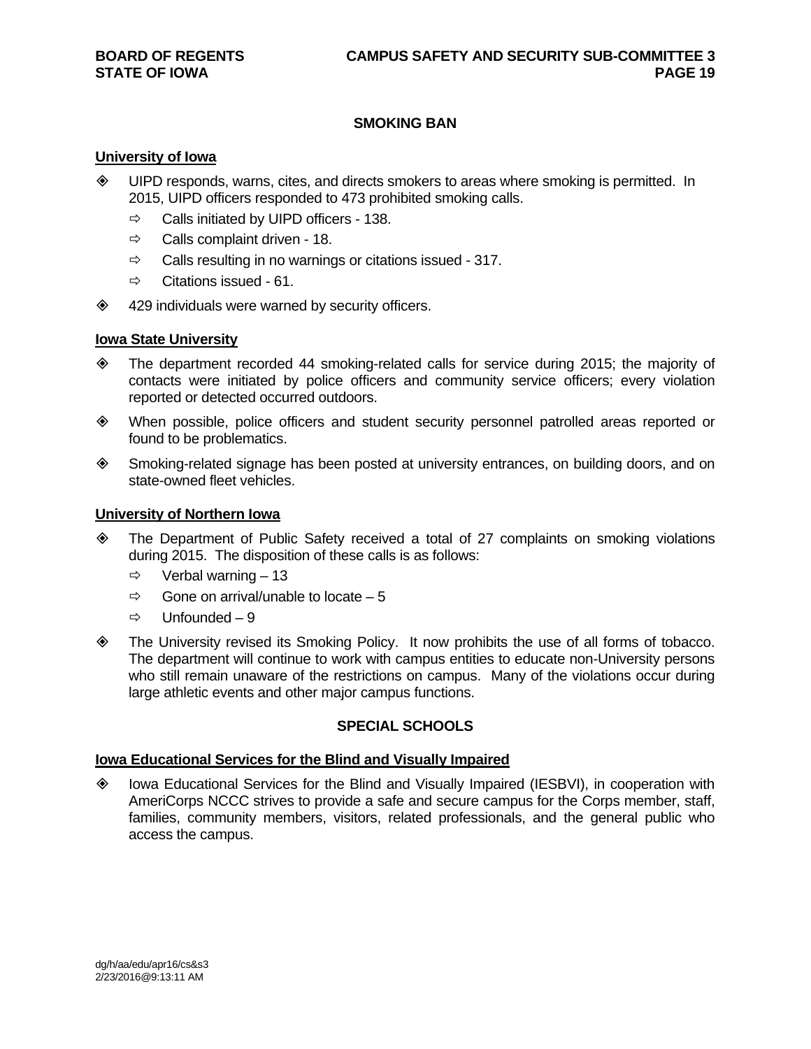## SMOKING BAN

### University of Iowa

- UIPD responds, warns, cites, and directs smokers to areas where smoking is permitted. In 2015, UIPD officers responded to 473 prohibited smoking calls.
  - Calls initiated by UIPD officers - 138.
  - Calls complaint driven - 18.
  - Calls resulting in no warnings or citations issued - 317.
  - Citations issued - 61.
- 429 individuals were warned by security officers.

### Iowa State University

- The department recorded 44 smoking-related calls for service during 2015; the majority of contacts were initiated by police officers and community service officers; every violation reported or detected occurred outdoors.
- When possible, police officers and student security personnel patrolled areas reported or found to be problematics.
- Smoking-related signage has been posted at university entrances, on building doors, and on state-owned fleet vehicles.

### University of Northern Iowa

- The Department of Public Safety received a total of 27 complaints on smoking violations during 2015. The disposition of these calls is as follows:
  - Verbal warning – 13
  - Gone on arrival/unable to locate – 5
  - Unfounded – 9
- The University revised its Smoking Policy. It now prohibits the use of all forms of tobacco. The department will continue to work with campus entities to educate non-University persons who still remain unaware of the restrictions on campus. Many of the violations occur during large athletic events and other major campus functions.

## SPECIAL SCHOOLS

### Iowa Educational Services for the Blind and Visually Impaired

- Iowa Educational Services for the Blind and Visually Impaired (IESBVI), in cooperation with AmeriCorps NCCC strives to provide a safe and secure campus for the Corps member, staff, families, community members, visitors, related professionals, and the general public who access the campus.

dg/h/aa/edu/apr16/cs&s3
2/23/2016@9:13:11 AM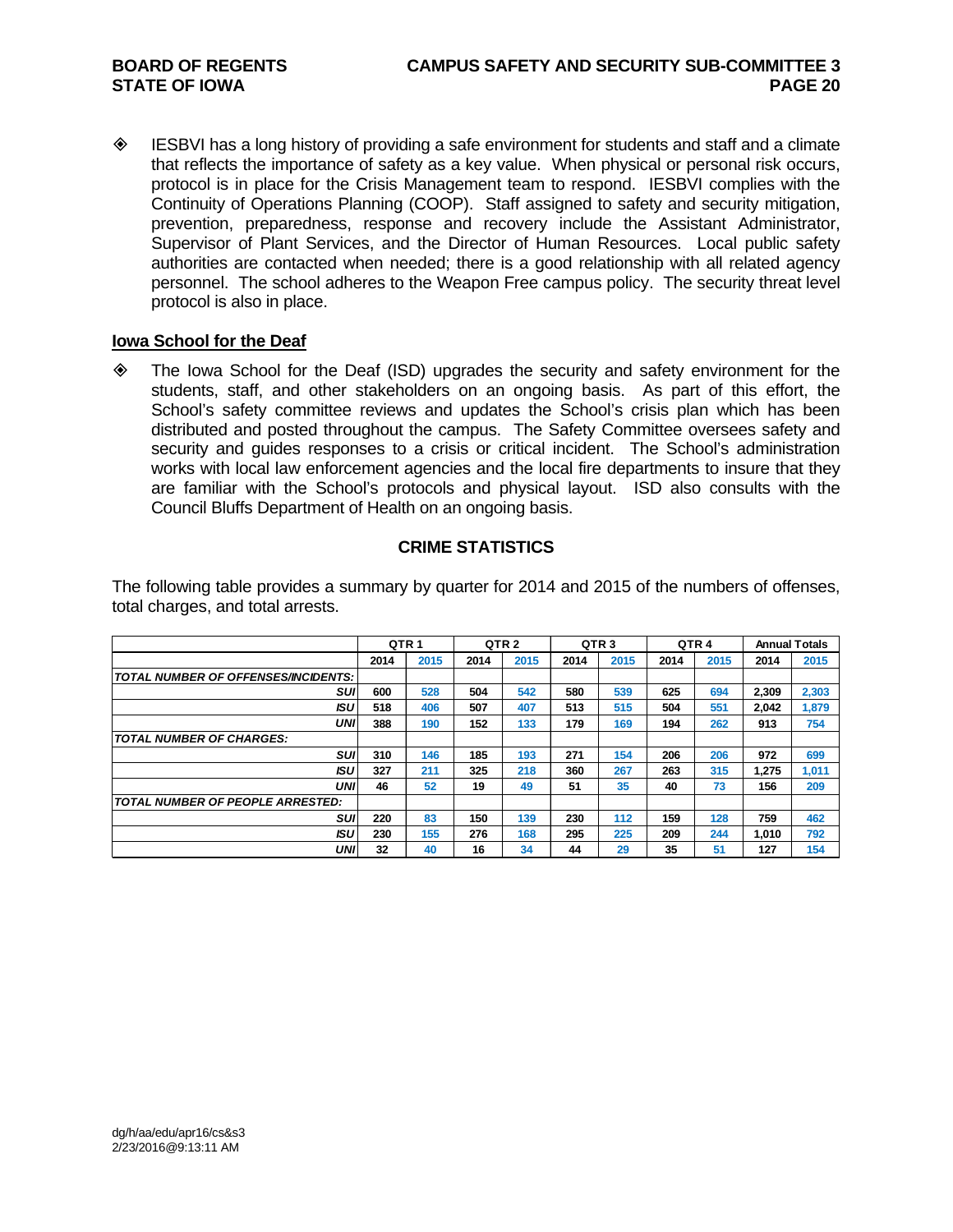- IESBVI has a long history of providing a safe environment for students and staff and a climate that reflects the importance of safety as a key value. When physical or personal risk occurs, protocol is in place for the Crisis Management team to respond. IESBVI complies with the Continuity of Operations Planning (COOP). Staff assigned to safety and security mitigation, prevention, preparedness, response and recovery include the Assistant Administrator, Supervisor of Plant Services, and the Director of Human Resources. Local public safety authorities are contacted when needed; there is a good relationship with all related agency personnel. The school adheres to the Weapon Free campus policy. The security threat level protocol is also in place.

## Iowa School for the Deaf

- The Iowa School for the Deaf (ISD) upgrades the security and safety environment for the students, staff, and other stakeholders on an ongoing basis. As part of this effort, the School's safety committee reviews and updates the School's crisis plan which has been distributed and posted throughout the campus. The Safety Committee oversees safety and security and guides responses to a crisis or critical incident. The School's administration works with local law enforcement agencies and the local fire departments to insure that they are familiar with the School's protocols and physical layout. ISD also consults with the Council Bluffs Department of Health on an ongoing basis.

## CRIME STATISTICS

The following table provides a summary by quarter for 2014 and 2015 of the numbers of offenses, total charges, and total arrests.

| | QTR 1 | | QTR 2 | | QTR 3 | | QTR 4 | | Annual Totals | |
|---|---|---|---|---|---|---|---|---|---|---|
| | 2014 | 2015 | 2014 | 2015 | 2014 | 2015 | 2014 | 2015 | 2014 | 2015 |
| *TOTAL NUMBER OF OFFENSES/INCIDENTS:* | | | | | | | | | | |
| *SUI* | 600 | 528 | 504 | 542 | 580 | 539 | 625 | 694 | 2,309 | 2,303 |
| *ISU* | 518 | 406 | 507 | 407 | 513 | 515 | 504 | 551 | 2,042 | 1,879 |
| *UNI* | 388 | 190 | 152 | 133 | 179 | 169 | 194 | 262 | 913 | 754 |
| *TOTAL NUMBER OF CHARGES:* | | | | | | | | | | |
| *SUI* | 310 | 146 | 185 | 193 | 271 | 154 | 206 | 206 | 972 | 699 |
| *ISU* | 327 | 211 | 325 | 218 | 360 | 267 | 263 | 315 | 1,275 | 1,011 |
| *UNI* | 46 | 52 | 19 | 49 | 51 | 35 | 40 | 73 | 156 | 209 |
| *TOTAL NUMBER OF PEOPLE ARRESTED:* | | | | | | | | | | |
| *SUI* | 220 | 83 | 150 | 139 | 230 | 112 | 159 | 128 | 759 | 462 |
| *ISU* | 230 | 155 | 276 | 168 | 295 | 225 | 209 | 244 | 1,010 | 792 |
| *UNI* | 32 | 40 | 16 | 34 | 44 | 29 | 35 | 51 | 127 | 154 |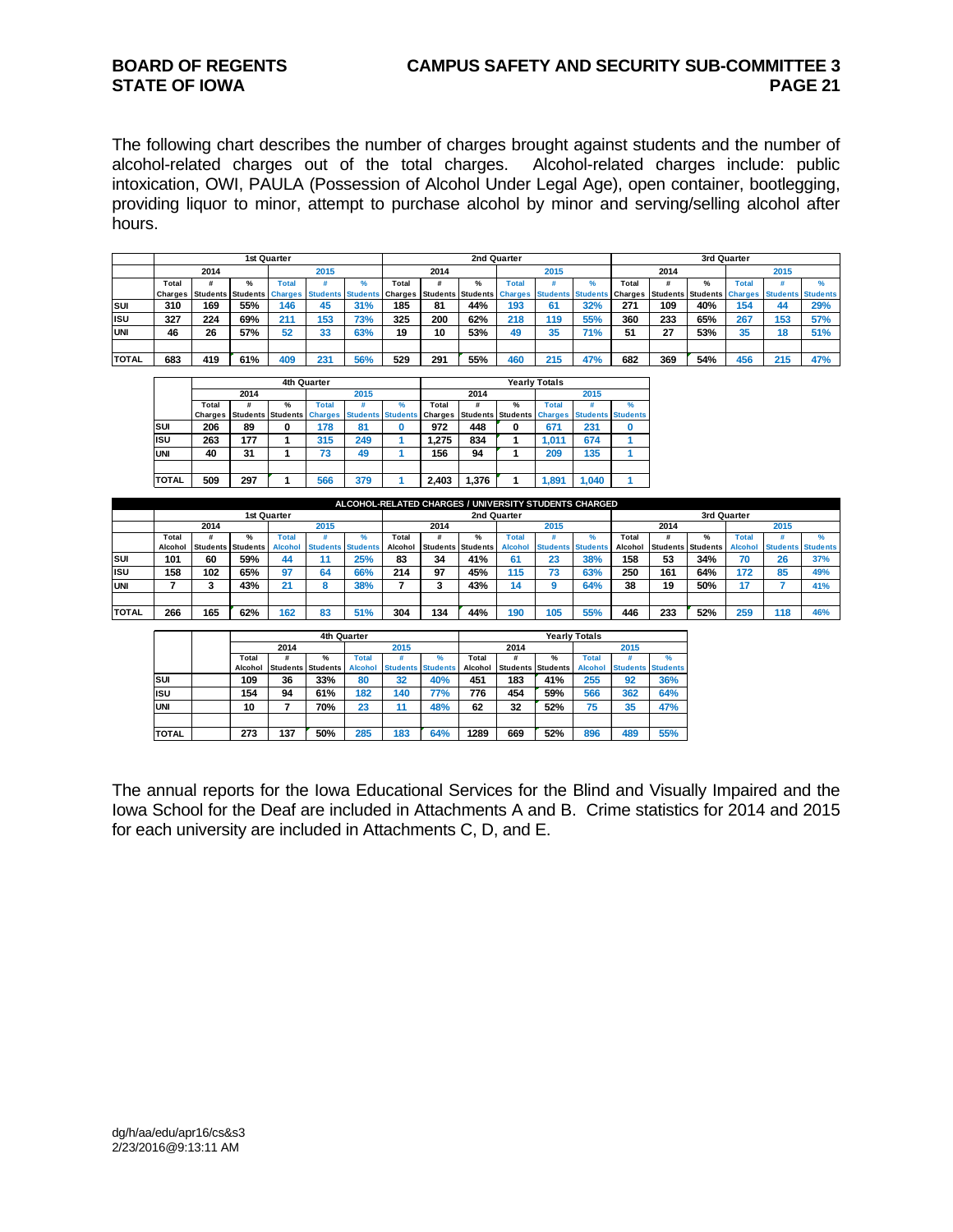The following chart describes the number of charges brought against students and the number of alcohol-related charges out of the total charges. Alcohol-related charges include: public intoxication, OWI, PAULA (Possession of Alcohol Under Legal Age), open container, bootlegging, providing liquor to minor, attempt to purchase alcohol by minor and serving/selling alcohol after hours.

| | 1st Quarter | | | | | | 2nd Quarter | | | | | | 3rd Quarter | | | | | |
|---|---|---|---|---|---|---|---|---|---|---|---|---|---|---|---|---|---|---|
| | 2014 | | | 2015 | | | 2014 | | | 2015 | | | 2014 | | | 2015 | | |
| | Total Charges | # Students | % Students | Total Charges | # Students | % Students | Total Charges | # Students | % Students | Total Charges | # Students | % Students | Total Charges | # Students | % Students | Total Charges | # Students | % Students |
| SUI | 310 | 169 | 55% | 146 | 45 | 31% | 185 | 81 | 44% | 193 | 61 | 32% | 271 | 109 | 40% | 154 | 44 | 29% |
| ISU | 327 | 224 | 69% | 211 | 153 | 73% | 325 | 200 | 62% | 218 | 119 | 55% | 360 | 233 | 65% | 267 | 153 | 57% |
| UNI | 46 | 26 | 57% | 52 | 33 | 63% | 19 | 10 | 53% | 49 | 35 | 71% | 51 | 27 | 53% | 35 | 18 | 51% |
| | | | | | | | | | | | | | | | | | | |
| TOTAL | 683 | 419 | 61% | 409 | 231 | 56% | 529 | 291 | 55% | 460 | 215 | 47% | 682 | 369 | 54% | 456 | 215 | 47% |

| | 4th Quarter | | | | | | Yearly Totals | | | | | |
|---|---|---|---|---|---|---|---|---|---|---|---|---|
| | 2014 | | | 2015 | | | 2014 | | | 2015 | | |
| | Total Charges | # Students | % Students | Total Charges | # Students | % Students | Total Charges | # Students | % Students | Total Charges | # Students | % Students |
| SUI | 206 | 89 | 0 | 178 | 81 | 0 | 972 | 448 | 0 | 671 | 231 | 0 |
| ISU | 263 | 177 | 1 | 315 | 249 | 1 | 1,275 | 834 | 1 | 1,011 | 674 | 1 |
| UNI | 40 | 31 | 1 | 73 | 49 | 1 | 156 | 94 | 1 | 209 | 135 | 1 |
| | | | | | | | | | | | | |
| TOTAL | 509 | 297 | 1 | 566 | 379 | 1 | 2,403 | 1,376 | 1 | 1,891 | 1,040 | 1 |

**ALCOHOL-RELATED CHARGES / UNIVERSITY STUDENTS CHARGED**

| | 1st Quarter | | | | | | 2nd Quarter | | | | | | 3rd Quarter | | | | | |
|---|---|---|---|---|---|---|---|---|---|---|---|---|---|---|---|---|---|---|
| | 2014 | | | 2015 | | | 2014 | | | 2015 | | | 2014 | | | 2015 | | |
| | Total Alcohol | # Students | % Students | Total Alcohol | # Students | % Students | Total Alcohol | # Students | % Students | Total Alcohol | # Students | % Students | Total Alcohol | # Students | % Students | Total Alcohol | # Students | % Students |
| SUI | 101 | 60 | 59% | 44 | 11 | 25% | 83 | 34 | 41% | 61 | 23 | 38% | 158 | 53 | 34% | 70 | 26 | 37% |
| ISU | 158 | 102 | 65% | 97 | 64 | 66% | 214 | 97 | 45% | 115 | 73 | 63% | 250 | 161 | 64% | 172 | 85 | 49% |
| UNI | 7 | 3 | 43% | 21 | 8 | 38% | 7 | 3 | 43% | 14 | 9 | 64% | 38 | 19 | 50% | 17 | 7 | 41% |
| | | | | | | | | | | | | | | | | | | |
| TOTAL | 266 | 165 | 62% | 162 | 83 | 51% | 304 | 134 | 44% | 190 | 105 | 55% | 446 | 233 | 52% | 259 | 118 | 46% |

| | | 4th Quarter | | | | | | Yearly Totals | | | | | |
|---|---|---|---|---|---|---|---|---|---|---|---|---|---|
| | | 2014 | | | 2015 | | | 2014 | | | 2015 | | |
| | | Total Alcohol | # Students | % Students | Total Alcohol | # Students | % Students | Total Alcohol | # Students | % Students | Total Alcohol | # Students | % Students |
| SUI | | 109 | 36 | 33% | 80 | 32 | 40% | 451 | 183 | 41% | 255 | 92 | 36% |
| ISU | | 154 | 94 | 61% | 182 | 140 | 77% | 776 | 454 | 59% | 566 | 362 | 64% |
| UNI | | 10 | 7 | 70% | 23 | 11 | 48% | 62 | 32 | 52% | 75 | 35 | 47% |
| | | | | | | | | | | | | | |
| TOTAL | | 273 | 137 | 50% | 285 | 183 | 64% | 1289 | 669 | 52% | 896 | 489 | 55% |

The annual reports for the Iowa Educational Services for the Blind and Visually Impaired and the Iowa School for the Deaf are included in Attachments A and B. Crime statistics for 2014 and 2015 for each university are included in Attachments C, D, and E.

dg/h/aa/edu/apr16/cs&s3
2/23/2016@9:13:11 AM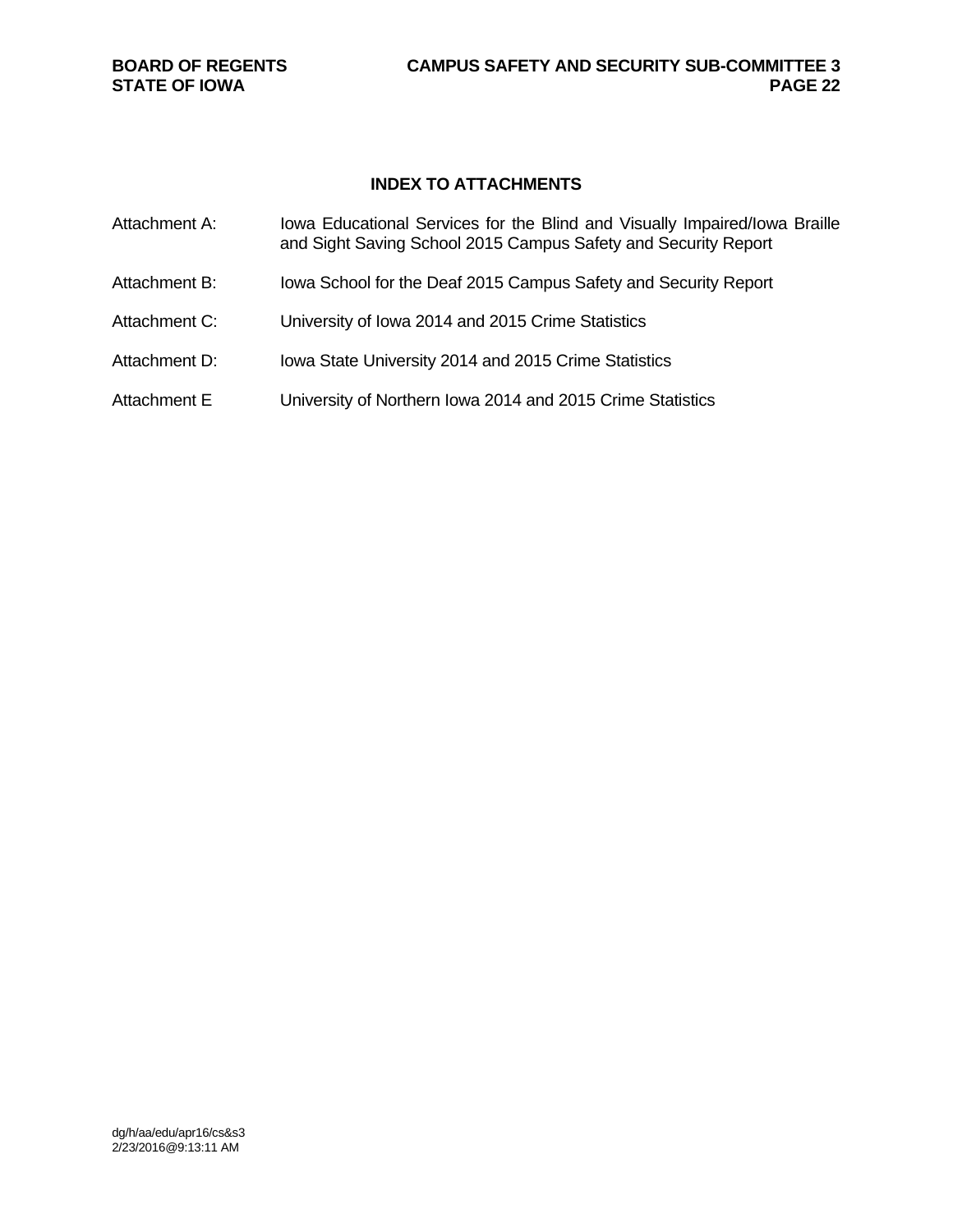## INDEX TO ATTACHMENTS

| | |
|---|---|
| Attachment A: | Iowa Educational Services for the Blind and Visually Impaired/Iowa Braille and Sight Saving School 2015 Campus Safety and Security Report |
| Attachment B: | Iowa School for the Deaf 2015 Campus Safety and Security Report |
| Attachment C: | University of Iowa 2014 and 2015 Crime Statistics |
| Attachment D: | Iowa State University 2014 and 2015 Crime Statistics |
| Attachment E | University of Northern Iowa 2014 and 2015 Crime Statistics |

dg/h/aa/edu/apr16/cs&s3
2/23/2016@9:13:11 AM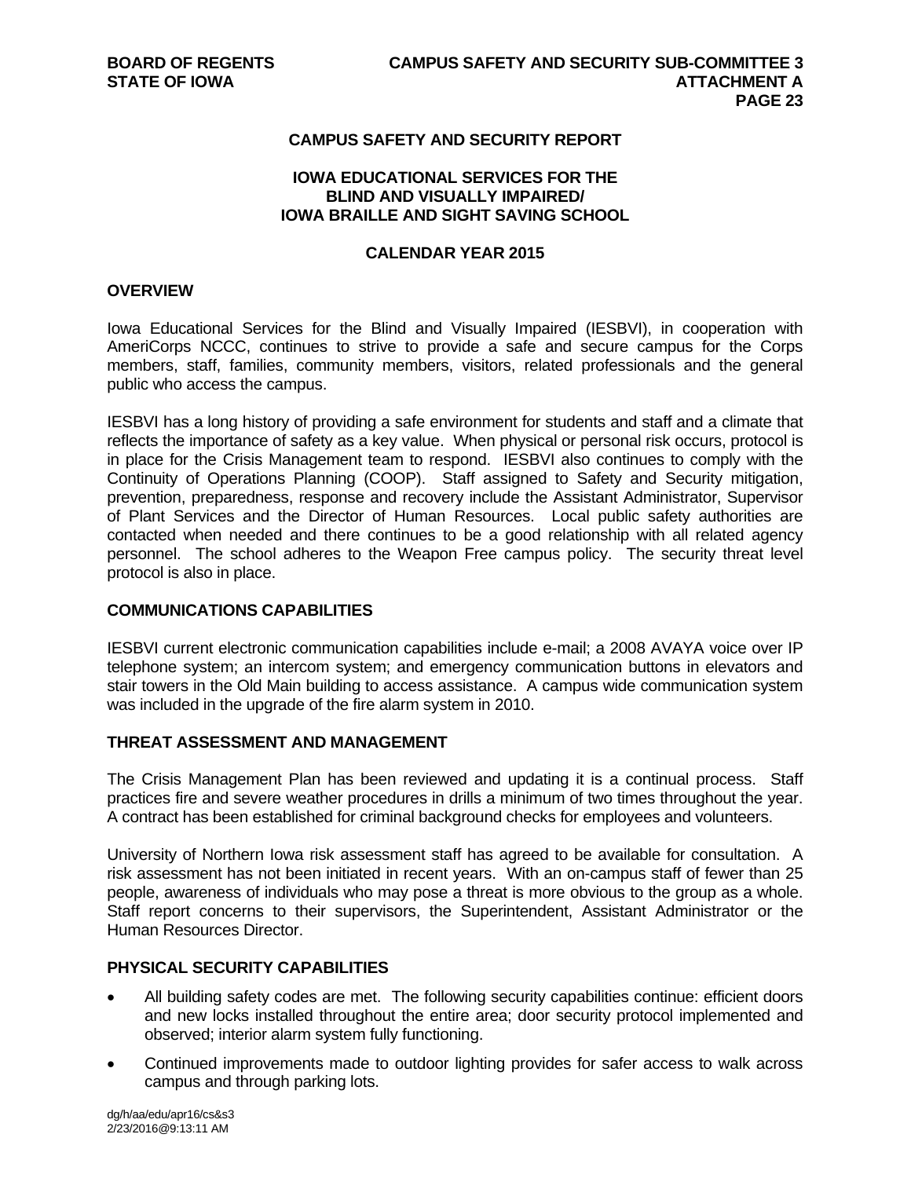# CAMPUS SAFETY AND SECURITY REPORT

## IOWA EDUCATIONAL SERVICES FOR THE BLIND AND VISUALLY IMPAIRED/ IOWA BRAILLE AND SIGHT SAVING SCHOOL

## CALENDAR YEAR 2015

### OVERVIEW

Iowa Educational Services for the Blind and Visually Impaired (IESBVI), in cooperation with AmeriCorps NCCC, continues to strive to provide a safe and secure campus for the Corps members, staff, families, community members, visitors, related professionals and the general public who access the campus.

IESBVI has a long history of providing a safe environment for students and staff and a climate that reflects the importance of safety as a key value. When physical or personal risk occurs, protocol is in place for the Crisis Management team to respond. IESBVI also continues to comply with the Continuity of Operations Planning (COOP). Staff assigned to Safety and Security mitigation, prevention, preparedness, response and recovery include the Assistant Administrator, Supervisor of Plant Services and the Director of Human Resources. Local public safety authorities are contacted when needed and there continues to be a good relationship with all related agency personnel. The school adheres to the Weapon Free campus policy. The security threat level protocol is also in place.

### COMMUNICATIONS CAPABILITIES

IESBVI current electronic communication capabilities include e-mail; a 2008 AVAYA voice over IP telephone system; an intercom system; and emergency communication buttons in elevators and stair towers in the Old Main building to access assistance. A campus wide communication system was included in the upgrade of the fire alarm system in 2010.

### THREAT ASSESSMENT AND MANAGEMENT

The Crisis Management Plan has been reviewed and updating it is a continual process. Staff practices fire and severe weather procedures in drills a minimum of two times throughout the year. A contract has been established for criminal background checks for employees and volunteers.

University of Northern Iowa risk assessment staff has agreed to be available for consultation. A risk assessment has not been initiated in recent years. With an on-campus staff of fewer than 25 people, awareness of individuals who may pose a threat is more obvious to the group as a whole. Staff report concerns to their supervisors, the Superintendent, Assistant Administrator or the Human Resources Director.

### PHYSICAL SECURITY CAPABILITIES

- All building safety codes are met. The following security capabilities continue: efficient doors and new locks installed throughout the entire area; door security protocol implemented and observed; interior alarm system fully functioning.
- Continued improvements made to outdoor lighting provides for safer access to walk across campus and through parking lots.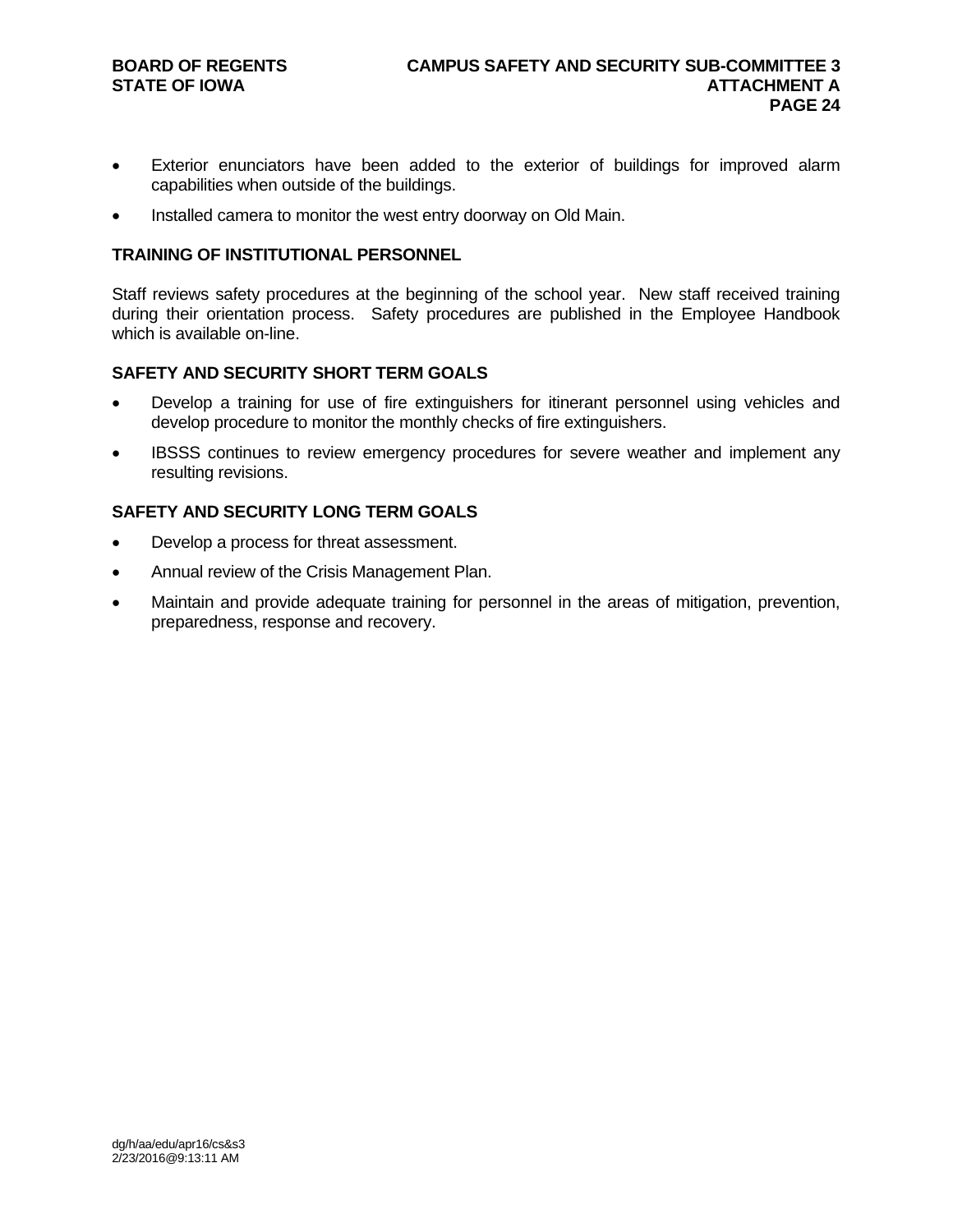- Exterior enunciators have been added to the exterior of buildings for improved alarm capabilities when outside of the buildings.
- Installed camera to monitor the west entry doorway on Old Main.

**TRAINING OF INSTITUTIONAL PERSONNEL**

Staff reviews safety procedures at the beginning of the school year. New staff received training during their orientation process. Safety procedures are published in the Employee Handbook which is available on-line.

**SAFETY AND SECURITY SHORT TERM GOALS**

- Develop a training for use of fire extinguishers for itinerant personnel using vehicles and develop procedure to monitor the monthly checks of fire extinguishers.
- IBSSS continues to review emergency procedures for severe weather and implement any resulting revisions.

**SAFETY AND SECURITY LONG TERM GOALS**

- Develop a process for threat assessment.
- Annual review of the Crisis Management Plan.
- Maintain and provide adequate training for personnel in the areas of mitigation, prevention, preparedness, response and recovery.

dg/h/aa/edu/apr16/cs&s3
2/23/2016@9:13:11 AM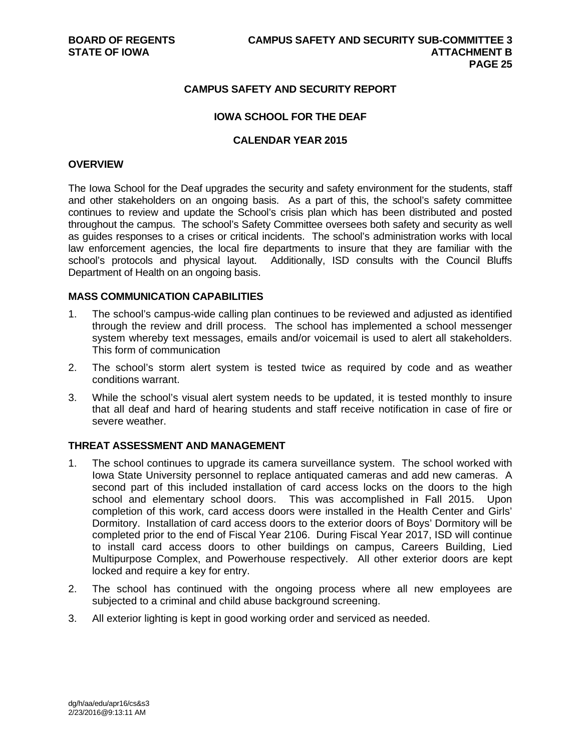## CAMPUS SAFETY AND SECURITY REPORT

## IOWA SCHOOL FOR THE DEAF

## CALENDAR YEAR 2015

### OVERVIEW

The Iowa School for the Deaf upgrades the security and safety environment for the students, staff and other stakeholders on an ongoing basis. As a part of this, the school's safety committee continues to review and update the School's crisis plan which has been distributed and posted throughout the campus. The school's Safety Committee oversees both safety and security as well as guides responses to a crises or critical incidents. The school's administration works with local law enforcement agencies, the local fire departments to insure that they are familiar with the school's protocols and physical layout. Additionally, ISD consults with the Council Bluffs Department of Health on an ongoing basis.

### MASS COMMUNICATION CAPABILITIES

1. The school's campus-wide calling plan continues to be reviewed and adjusted as identified through the review and drill process. The school has implemented a school messenger system whereby text messages, emails and/or voicemail is used to alert all stakeholders. This form of communication
2. The school's storm alert system is tested twice as required by code and as weather conditions warrant.
3. While the school's visual alert system needs to be updated, it is tested monthly to insure that all deaf and hard of hearing students and staff receive notification in case of fire or severe weather.

### THREAT ASSESSMENT AND MANAGEMENT

1. The school continues to upgrade its camera surveillance system. The school worked with Iowa State University personnel to replace antiquated cameras and add new cameras. A second part of this included installation of card access locks on the doors to the high school and elementary school doors. This was accomplished in Fall 2015. Upon completion of this work, card access doors were installed in the Health Center and Girls' Dormitory. Installation of card access doors to the exterior doors of Boys' Dormitory will be completed prior to the end of Fiscal Year 2106. During Fiscal Year 2017, ISD will continue to install card access doors to other buildings on campus, Careers Building, Lied Multipurpose Complex, and Powerhouse respectively. All other exterior doors are kept locked and require a key for entry.
2. The school has continued with the ongoing process where all new employees are subjected to a criminal and child abuse background screening.
3. All exterior lighting is kept in good working order and serviced as needed.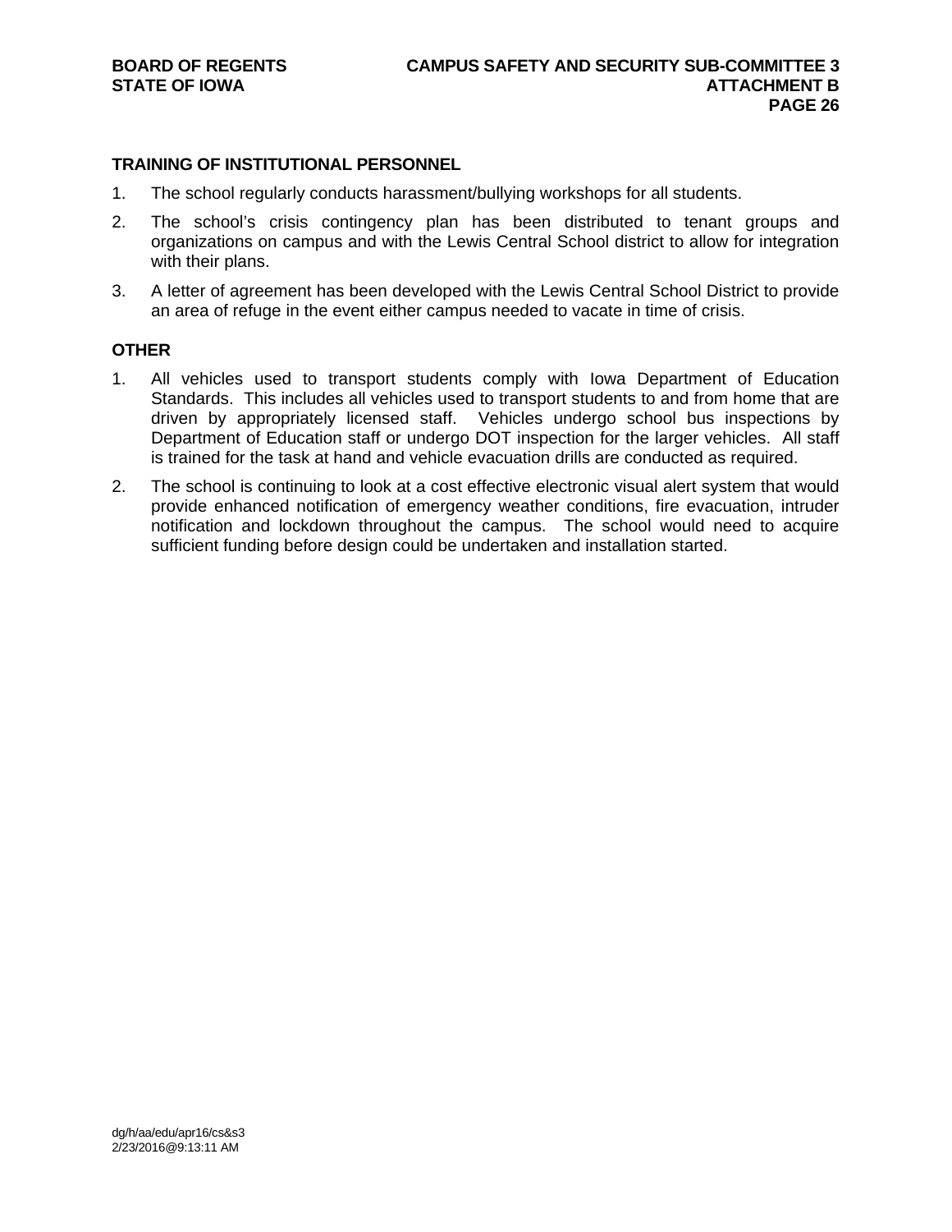### TRAINING OF INSTITUTIONAL PERSONNEL

1. The school regularly conducts harassment/bullying workshops for all students.
2. The school's crisis contingency plan has been distributed to tenant groups and organizations on campus and with the Lewis Central School district to allow for integration with their plans.
3. A letter of agreement has been developed with the Lewis Central School District to provide an area of refuge in the event either campus needed to vacate in time of crisis.

### OTHER

1. All vehicles used to transport students comply with Iowa Department of Education Standards. This includes all vehicles used to transport students to and from home that are driven by appropriately licensed staff. Vehicles undergo school bus inspections by Department of Education staff or undergo DOT inspection for the larger vehicles. All staff is trained for the task at hand and vehicle evacuation drills are conducted as required.
2. The school is continuing to look at a cost effective electronic visual alert system that would provide enhanced notification of emergency weather conditions, fire evacuation, intruder notification and lockdown throughout the campus. The school would need to acquire sufficient funding before design could be undertaken and installation started.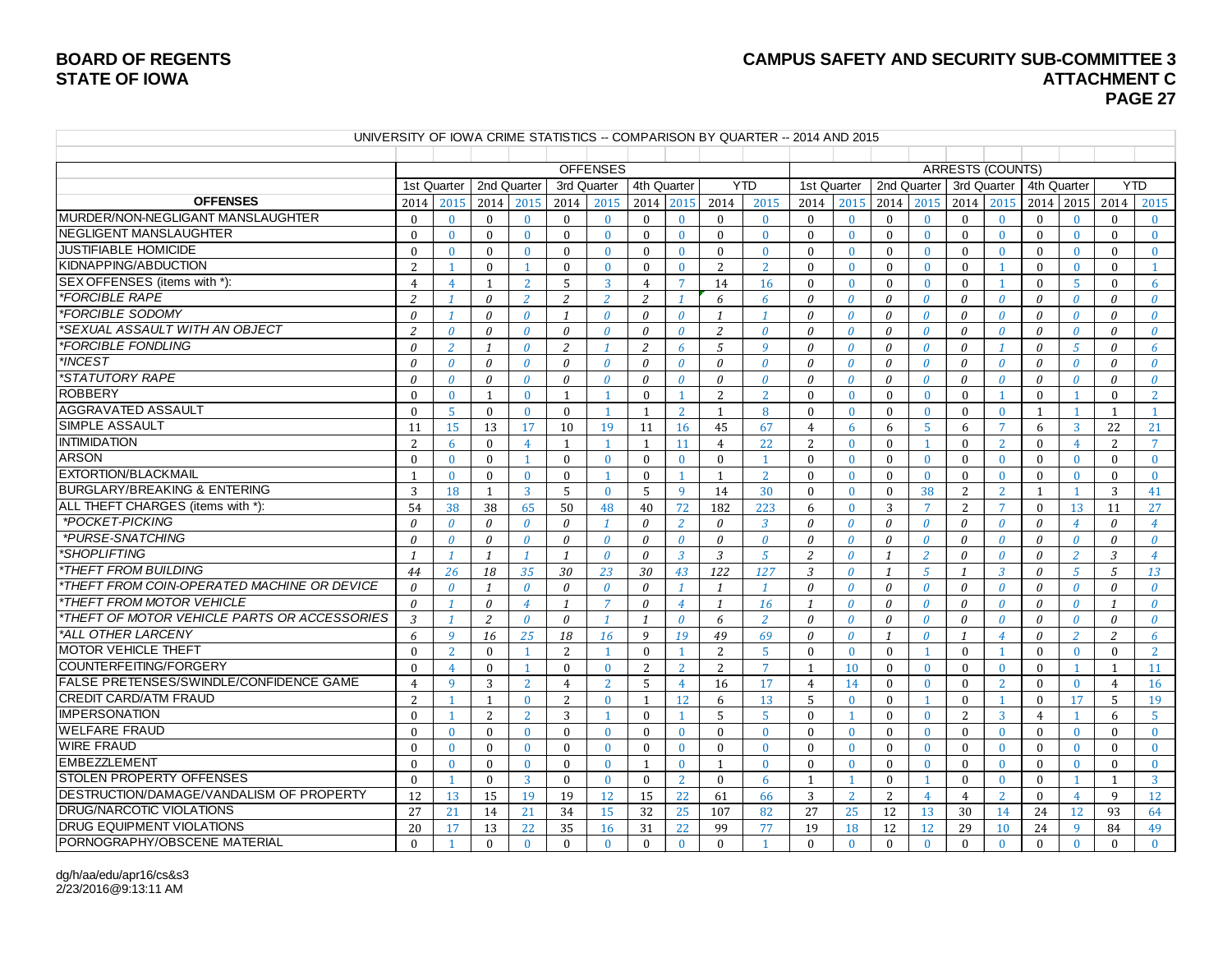BOARD OF REGENTS
STATE OF IOWA

CAMPUS SAFETY AND SECURITY SUB-COMMITTEE 3
ATTACHMENT C

UNIVERSITY OF IOWA CRIME STATISTICS -- COMPARISON BY QUARTER -- 2014 AND 2015

| | OFFENSES | | | | | | | | | | ARRESTS (COUNTS) | | | | | | | | | |
|---|---|---|---|---|---|---|---|---|---|---|---|---|---|---|---|---|---|---|---|---|
| | 1st Quarter | | 2nd Quarter | | 3rd Quarter | | 4th Quarter | | YTD | | 1st Quarter | | 2nd Quarter | | 3rd Quarter | | 4th Quarter | | YTD | |
| **OFFENSES** | 2014 | 2015 | 2014 | 2015 | 2014 | 2015 | 2014 | 2015 | 2014 | 2015 | 2014 | 2015 | 2014 | 2015 | 2014 | 2015 | 2014 | 2015 | 2014 | 2015 |
| MURDER/NON-NEGLIGANT MANSLAUGHTER | 0 | 0 | 0 | 0 | 0 | 0 | 0 | 0 | 0 | 0 | 0 | 0 | 0 | 0 | 0 | 0 | 0 | 0 | 0 | 0 |
| NEGLIGENT MANSLAUGHTER | 0 | 0 | 0 | 0 | 0 | 0 | 0 | 0 | 0 | 0 | 0 | 0 | 0 | 0 | 0 | 0 | 0 | 0 | 0 | 0 |
| JUSTIFIABLE HOMICIDE | 0 | 0 | 0 | 0 | 0 | 0 | 0 | 0 | 0 | 0 | 0 | 0 | 0 | 0 | 0 | 0 | 0 | 0 | 0 | 0 |
| KIDNAPPING/ABDUCTION | 2 | 1 | 0 | 1 | 0 | 0 | 0 | 0 | 2 | 2 | 0 | 0 | 0 | 0 | 0 | 1 | 0 | 0 | 0 | 1 |
| SEX OFFENSES (items with *): | 4 | 4 | 1 | 2 | 5 | 3 | 4 | 7 | 14 | 16 | 0 | 0 | 0 | 0 | 0 | 1 | 0 | 5 | 0 | 6 |
| *FORCIBLE RAPE* | *2* | *1* | *0* | *2* | *2* | *2* | *2* | *1* | *6* | *6* | *0* | *0* | *0* | *0* | *0* | *0* | *0* | *0* | *0* | *0* |
| *FORCIBLE SODOMY* | *0* | *1* | *0* | *0* | *1* | *0* | *0* | *0* | *1* | *1* | *0* | *0* | *0* | *0* | *0* | *0* | *0* | *0* | *0* | *0* |
| *SEXUAL ASSAULT WITH AN OBJECT* | *2* | *0* | *0* | *0* | *0* | *0* | *0* | *0* | *2* | *0* | *0* | *0* | *0* | *0* | *0* | *0* | *0* | *0* | *0* | *0* |
| *FORCIBLE FONDLING* | *0* | *2* | *1* | *0* | *2* | *1* | *2* | *6* | *5* | *9* | *0* | *0* | *0* | *0* | *0* | *1* | *0* | *5* | *0* | *6* |
| *INCEST* | *0* | *0* | *0* | *0* | *0* | *0* | *0* | *0* | *0* | *0* | *0* | *0* | *0* | *0* | *0* | *0* | *0* | *0* | *0* | *0* |
| *STATUTORY RAPE* | *0* | *0* | *0* | *0* | *0* | *0* | *0* | *0* | *0* | *0* | *0* | *0* | *0* | *0* | *0* | *0* | *0* | *0* | *0* | *0* |
| ROBBERY | 0 | 0 | 1 | 0 | 1 | 1 | 0 | 1 | 2 | 2 | 0 | 0 | 0 | 0 | 0 | 1 | 0 | 1 | 0 | 2 |
| AGGRAVATED ASSAULT | 0 | 5 | 0 | 0 | 0 | 1 | 1 | 2 | 1 | 8 | 0 | 0 | 0 | 0 | 0 | 0 | 1 | 1 | 1 | 1 |
| SIMPLE ASSAULT | 11 | 15 | 13 | 17 | 10 | 19 | 11 | 16 | 45 | 67 | 4 | 6 | 6 | 5 | 6 | 7 | 6 | 3 | 22 | 21 |
| INTIMIDATION | 2 | 6 | 0 | 4 | 1 | 1 | 1 | 11 | 4 | 22 | 2 | 0 | 0 | 1 | 0 | 2 | 0 | 4 | 2 | 7 |
| ARSON | 0 | 0 | 0 | 1 | 0 | 0 | 0 | 0 | 0 | 1 | 0 | 0 | 0 | 0 | 0 | 0 | 0 | 0 | 0 | 0 |
| EXTORTION/BLACKMAIL | 1 | 0 | 0 | 0 | 0 | 1 | 0 | 1 | 1 | 2 | 0 | 0 | 0 | 0 | 0 | 0 | 0 | 0 | 0 | 0 |
| BURGLARY/BREAKING & ENTERING | 3 | 18 | 1 | 3 | 5 | 0 | 5 | 9 | 14 | 30 | 0 | 0 | 0 | 38 | 2 | 2 | 1 | 1 | 3 | 41 |
| ALL THEFT CHARGES (items with *): | 54 | 38 | 38 | 65 | 50 | 48 | 40 | 72 | 182 | 223 | 6 | 0 | 3 | 7 | 2 | 7 | 0 | 13 | 11 | 27 |
| *POCKET-PICKING* | *0* | *0* | *0* | *0* | *0* | *1* | *0* | *2* | *0* | *3* | *0* | *0* | *0* | *0* | *0* | *0* | *0* | *4* | *0* | *4* |
| *PURSE-SNATCHING* | *0* | *0* | *0* | *0* | *0* | *0* | *0* | *0* | *0* | *0* | *0* | *0* | *0* | *0* | *0* | *0* | *0* | *0* | *0* | *0* |
| *SHOPLIFTING* | *1* | *1* | *1* | *1* | *1* | *0* | *0* | *3* | *3* | *5* | *2* | *0* | *1* | *2* | *0* | *0* | *0* | *2* | *3* | *4* |
| *THEFT FROM BUILDING* | *44* | *26* | *18* | *35* | *30* | *23* | *30* | *43* | *122* | *127* | *3* | *0* | *1* | *5* | *1* | *3* | *0* | *5* | *5* | *13* |
| *THEFT FROM COIN-OPERATED MACHINE OR DEVICE* | *0* | *0* | *1* | *0* | *0* | *0* | *0* | *1* | *1* | *1* | *0* | *0* | *0* | *0* | *0* | *0* | *0* | *0* | *0* | *0* |
| *THEFT FROM MOTOR VEHICLE* | *0* | *1* | *0* | *4* | *1* | *7* | *0* | *4* | *1* | *16* | *1* | *0* | *0* | *0* | *0* | *0* | *0* | *0* | *1* | *0* |
| *THEFT OF MOTOR VEHICLE PARTS OR ACCESSORIES* | *3* | *1* | *2* | *0* | *0* | *1* | *1* | *0* | *6* | *2* | *0* | *0* | *0* | *0* | *0* | *0* | *0* | *0* | *0* | *0* |
| *ALL OTHER LARCENY* | *6* | *9* | *16* | *25* | *18* | *16* | *9* | *19* | *49* | *69* | *0* | *0* | *1* | *0* | *1* | *4* | *0* | *2* | *2* | *6* |
| MOTOR VEHICLE THEFT | 0 | 2 | 0 | 1 | 2 | 1 | 0 | 1 | 2 | 5 | 0 | 0 | 0 | 1 | 0 | 1 | 0 | 0 | 0 | 2 |
| COUNTERFEITING/FORGERY | 0 | 4 | 0 | 1 | 0 | 0 | 2 | 2 | 2 | 7 | 1 | 10 | 0 | 0 | 0 | 0 | 0 | 1 | 1 | 11 |
| FALSE PRETENSES/SWINDLE/CONFIDENCE GAME | 4 | 9 | 3 | 2 | 4 | 2 | 5 | 4 | 16 | 17 | 4 | 14 | 0 | 0 | 0 | 2 | 0 | 0 | 4 | 16 |
| CREDIT CARD/ATM FRAUD | 2 | 1 | 1 | 0 | 2 | 0 | 1 | 12 | 6 | 13 | 5 | 0 | 0 | 1 | 0 | 1 | 0 | 17 | 5 | 19 |
| IMPERSONATION | 0 | 1 | 2 | 2 | 3 | 1 | 0 | 1 | 5 | 5 | 0 | 1 | 0 | 0 | 2 | 3 | 4 | 1 | 6 | 5 |
| WELFARE FRAUD | 0 | 0 | 0 | 0 | 0 | 0 | 0 | 0 | 0 | 0 | 0 | 0 | 0 | 0 | 0 | 0 | 0 | 0 | 0 | 0 |
| WIRE FRAUD | 0 | 0 | 0 | 0 | 0 | 0 | 0 | 0 | 0 | 0 | 0 | 0 | 0 | 0 | 0 | 0 | 0 | 0 | 0 | 0 |
| EMBEZZLEMENT | 0 | 0 | 0 | 0 | 0 | 0 | 1 | 0 | 1 | 0 | 0 | 0 | 0 | 0 | 0 | 0 | 0 | 0 | 0 | 0 |
| STOLEN PROPERTY OFFENSES | 0 | 1 | 0 | 3 | 0 | 0 | 0 | 2 | 0 | 6 | 1 | 1 | 0 | 1 | 0 | 0 | 0 | 1 | 1 | 3 |
| DESTRUCTION/DAMAGE/VANDALISM OF PROPERTY | 12 | 13 | 15 | 19 | 19 | 12 | 15 | 22 | 61 | 66 | 3 | 2 | 2 | 4 | 4 | 2 | 0 | 4 | 9 | 12 |
| DRUG/NARCOTIC VIOLATIONS | 27 | 21 | 14 | 21 | 34 | 15 | 32 | 25 | 107 | 82 | 27 | 25 | 12 | 13 | 30 | 14 | 24 | 12 | 93 | 64 |
| DRUG EQUIPMENT VIOLATIONS | 20 | 17 | 13 | 22 | 35 | 16 | 31 | 22 | 99 | 77 | 19 | 18 | 12 | 12 | 29 | 10 | 24 | 9 | 84 | 49 |
| PORNOGRAPHY/OBSCENE MATERIAL | 0 | 1 | 0 | 0 | 0 | 0 | 0 | 0 | 0 | 1 | 0 | 0 | 0 | 0 | 0 | 0 | 0 | 0 | 0 | 0 |

dg/h/aa/edu/apr16/cs&s3
2/23/2016@9:13:11 AM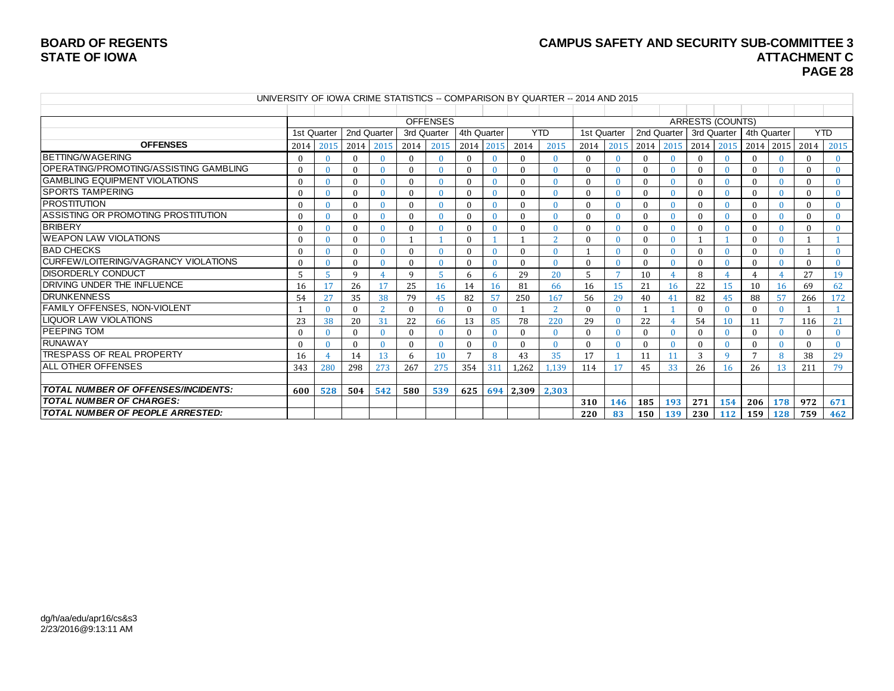BOARD OF REGENTS
STATE OF IOWA

CAMPUS SAFETY AND SECURITY SUB-COMMITTEE 3
ATTACHMENT C

UNIVERSITY OF IOWA CRIME STATISTICS -- COMPARISON BY QUARTER -- 2014 AND 2015

| | OFFENSES | | | | | | | | | | ARRESTS (COUNTS) | | | | | | | | | |
|---|---|---|---|---|---|---|---|---|---|---|---|---|---|---|---|---|---|---|---|---|
| | 1st Quarter | | 2nd Quarter | | 3rd Quarter | | 4th Quarter | | YTD | | 1st Quarter | | 2nd Quarter | | 3rd Quarter | | 4th Quarter | | YTD | |
| **OFFENSES** | 2014 | 2015 | 2014 | 2015 | 2014 | 2015 | 2014 | 2015 | 2014 | 2015 | 2014 | 2015 | 2014 | 2015 | 2014 | 2015 | 2014 | 2015 | 2014 | 2015 |
| BETTING/WAGERING | 0 | 0 | 0 | 0 | 0 | 0 | 0 | 0 | 0 | 0 | 0 | 0 | 0 | 0 | 0 | 0 | 0 | 0 | 0 | 0 |
| OPERATING/PROMOTING/ASSISTING GAMBLING | 0 | 0 | 0 | 0 | 0 | 0 | 0 | 0 | 0 | 0 | 0 | 0 | 0 | 0 | 0 | 0 | 0 | 0 | 0 | 0 |
| GAMBLING EQUIPMENT VIOLATIONS | 0 | 0 | 0 | 0 | 0 | 0 | 0 | 0 | 0 | 0 | 0 | 0 | 0 | 0 | 0 | 0 | 0 | 0 | 0 | 0 |
| SPORTS TAMPERING | 0 | 0 | 0 | 0 | 0 | 0 | 0 | 0 | 0 | 0 | 0 | 0 | 0 | 0 | 0 | 0 | 0 | 0 | 0 | 0 |
| PROSTITUTION | 0 | 0 | 0 | 0 | 0 | 0 | 0 | 0 | 0 | 0 | 0 | 0 | 0 | 0 | 0 | 0 | 0 | 0 | 0 | 0 |
| ASSISTING OR PROMOTING PROSTITUTION | 0 | 0 | 0 | 0 | 0 | 0 | 0 | 0 | 0 | 0 | 0 | 0 | 0 | 0 | 0 | 0 | 0 | 0 | 0 | 0 |
| BRIBERY | 0 | 0 | 0 | 0 | 0 | 0 | 0 | 0 | 0 | 0 | 0 | 0 | 0 | 0 | 0 | 0 | 0 | 0 | 0 | 0 |
| WEAPON LAW VIOLATIONS | 0 | 0 | 0 | 0 | 1 | 1 | 0 | 1 | 1 | 2 | 0 | 0 | 0 | 0 | 1 | 1 | 0 | 0 | 1 | 1 |
| BAD CHECKS | 0 | 0 | 0 | 0 | 0 | 0 | 0 | 0 | 0 | 0 | 1 | 0 | 0 | 0 | 0 | 0 | 0 | 0 | 1 | 0 |
| CURFEW/LOITERING/VAGRANCY VIOLATIONS | 0 | 0 | 0 | 0 | 0 | 0 | 0 | 0 | 0 | 0 | 0 | 0 | 0 | 0 | 0 | 0 | 0 | 0 | 0 | 0 |
| DISORDERLY CONDUCT | 5 | 5 | 9 | 4 | 9 | 5 | 6 | 6 | 29 | 20 | 5 | 7 | 10 | 4 | 8 | 4 | 4 | 4 | 27 | 19 |
| DRIVING UNDER THE INFLUENCE | 16 | 17 | 26 | 17 | 25 | 16 | 14 | 16 | 81 | 66 | 16 | 15 | 21 | 16 | 22 | 15 | 10 | 16 | 69 | 62 |
| DRUNKENNESS | 54 | 27 | 35 | 38 | 79 | 45 | 82 | 57 | 250 | 167 | 56 | 29 | 40 | 41 | 82 | 45 | 88 | 57 | 266 | 172 |
| FAMILY OFFENSES, NON-VIOLENT | 1 | 0 | 0 | 2 | 0 | 0 | 0 | 0 | 1 | 2 | 0 | 0 | 1 | 1 | 0 | 0 | 0 | 0 | 1 | 1 |
| LIQUOR LAW VIOLATIONS | 23 | 38 | 20 | 31 | 22 | 66 | 13 | 85 | 78 | 220 | 29 | 0 | 22 | 4 | 54 | 10 | 11 | 7 | 116 | 21 |
| PEEPING TOM | 0 | 0 | 0 | 0 | 0 | 0 | 0 | 0 | 0 | 0 | 0 | 0 | 0 | 0 | 0 | 0 | 0 | 0 | 0 | 0 |
| RUNAWAY | 0 | 0 | 0 | 0 | 0 | 0 | 0 | 0 | 0 | 0 | 0 | 0 | 0 | 0 | 0 | 0 | 0 | 0 | 0 | 0 |
| TRESPASS OF REAL PROPERTY | 16 | 4 | 14 | 13 | 6 | 10 | 7 | 8 | 43 | 35 | 17 | 1 | 11 | 11 | 3 | 9 | 7 | 8 | 38 | 29 |
| ALL OTHER OFFENSES | 343 | 280 | 298 | 273 | 267 | 275 | 354 | 311 | 1,262 | 1,139 | 114 | 17 | 45 | 33 | 26 | 16 | 26 | 13 | 211 | 79 |
| | | | | | | | | | | | | | | | | | | | | |
| ***TOTAL NUMBER OF OFFENSES/INCIDENTS:*** | **600** | **528** | **504** | **542** | **580** | **539** | **625** | **694** | **2,309** | **2,303** | | | | | | | | | | |
| ***TOTAL NUMBER OF CHARGES:*** | | | | | | | | | | | **310** | **146** | **185** | **193** | **271** | **154** | **206** | **178** | **972** | **671** |
| ***TOTAL NUMBER OF PEOPLE ARRESTED:*** | | | | | | | | | | | **220** | **83** | **150** | **139** | **230** | **112** | **159** | **128** | **759** | **462** |

dg/h/aa/edu/apr16/cs&s3
2/23/2016@9:13:11 AM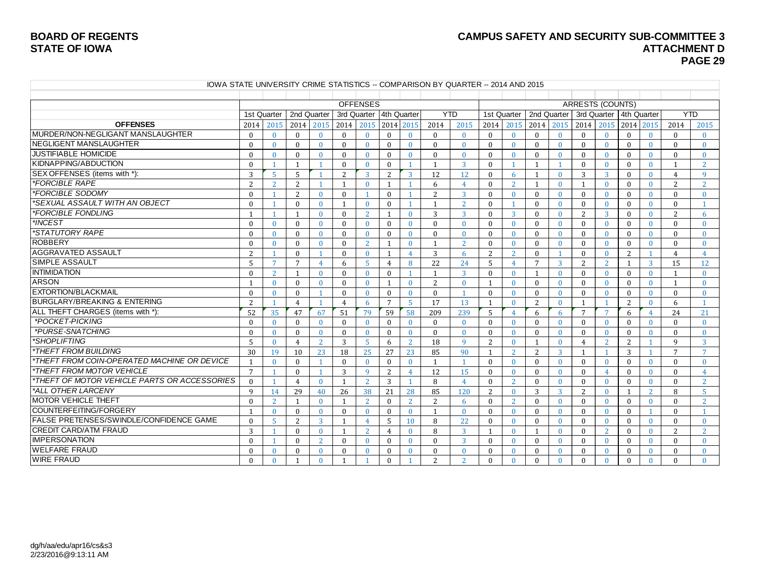**BOARD OF REGENTS**
**STATE OF IOWA**

**CAMPUS SAFETY AND SECURITY SUB-COMMITTEE 3**
**ATTACHMENT D**

IOWA STATE UNIVERSITY CRIME STATISTICS -- COMPARISON BY QUARTER -- 2014 AND 2015

| | OFFENSES | | | | | | | | | | ARRESTS (COUNTS) | | | | | | | | | |
|---|---|---|---|---|---|---|---|---|---|---|---|---|---|---|---|---|---|---|---|---|
| | 1st Quarter | | 2nd Quarter | | 3rd Quarter | | 4th Quarter | | YTD | | 1st Quarter | | 2nd Quarter | | 3rd Quarter | | 4th Quarter | | YTD | |
| **OFFENSES** | 2014 | 2015 | 2014 | 2015 | 2014 | 2015 | 2014 | 2015 | 2014 | 2015 | 2014 | 2015 | 2014 | 2015 | 2014 | 2015 | 2014 | 2015 | 2014 | 2015 |
| MURDER/NON-NEGLIGANT MANSLAUGHTER | 0 | 0 | 0 | 0 | 0 | 0 | 0 | 0 | 0 | 0 | 0 | 0 | 0 | 0 | 0 | 0 | 0 | 0 | 0 | 0 |
| NEGLIGENT MANSLAUGHTER | 0 | 0 | 0 | 0 | 0 | 0 | 0 | 0 | 0 | 0 | 0 | 0 | 0 | 0 | 0 | 0 | 0 | 0 | 0 | 0 |
| JUSTIFIABLE HOMICIDE | 0 | 0 | 0 | 0 | 0 | 0 | 0 | 0 | 0 | 0 | 0 | 0 | 0 | 0 | 0 | 0 | 0 | 0 | 0 | 0 |
| KIDNAPPING/ABDUCTION | 0 | 1 | 1 | 1 | 0 | 0 | 0 | 1 | 1 | 3 | 0 | 1 | 1 | 1 | 0 | 0 | 0 | 0 | 1 | 2 |
| SEX OFFENSES (items with *): | 3 | 5 | 5 | 1 | 2 | 3 | 2 | 3 | 12 | 12 | 0 | 6 | 1 | 0 | 3 | 3 | 0 | 0 | 4 | 9 |
| *FORCIBLE RAPE* | 2 | 2 | 2 | 1 | 1 | 0 | 1 | 1 | 6 | 4 | 0 | 2 | 1 | 0 | 1 | 0 | 0 | 0 | 2 | 2 |
| *FORCIBLE SODOMY* | 0 | 1 | 2 | 0 | 0 | 1 | 0 | 1 | 2 | 3 | 0 | 0 | 0 | 0 | 0 | 0 | 0 | 0 | 0 | 0 |
| *SEXUAL ASSAULT WITH AN OBJECT* | 0 | 1 | 0 | 0 | 1 | 0 | 0 | 1 | 1 | 2 | 0 | 1 | 0 | 0 | 0 | 0 | 0 | 0 | 0 | 1 |
| *FORCIBLE FONDLING* | 1 | 1 | 1 | 0 | 0 | 2 | 1 | 0 | 3 | 3 | 0 | 3 | 0 | 0 | 2 | 3 | 0 | 0 | 2 | 6 |
| *INCEST* | 0 | 0 | 0 | 0 | 0 | 0 | 0 | 0 | 0 | 0 | 0 | 0 | 0 | 0 | 0 | 0 | 0 | 0 | 0 | 0 |
| *STATUTORY RAPE* | 0 | 0 | 0 | 0 | 0 | 0 | 0 | 0 | 0 | 0 | 0 | 0 | 0 | 0 | 0 | 0 | 0 | 0 | 0 | 0 |
| ROBBERY | 0 | 0 | 0 | 0 | 0 | 2 | 1 | 0 | 1 | 2 | 0 | 0 | 0 | 0 | 0 | 0 | 0 | 0 | 0 | 0 |
| AGGRAVATED ASSAULT | 2 | 1 | 0 | 1 | 0 | 0 | 1 | 4 | 3 | 6 | 2 | 2 | 0 | 1 | 0 | 0 | 2 | 1 | 4 | 4 |
| SIMPLE ASSAULT | 5 | 7 | 7 | 4 | 6 | 5 | 4 | 8 | 22 | 24 | 5 | 4 | 7 | 3 | 2 | 2 | 1 | 3 | 15 | 12 |
| INTIMIDATION | 0 | 2 | 1 | 0 | 0 | 0 | 0 | 1 | 1 | 3 | 0 | 0 | 1 | 0 | 0 | 0 | 0 | 0 | 1 | 0 |
| ARSON | 1 | 0 | 0 | 0 | 0 | 0 | 1 | 0 | 2 | 0 | 1 | 0 | 0 | 0 | 0 | 0 | 0 | 0 | 1 | 0 |
| EXTORTION/BLACKMAIL | 0 | 0 | 0 | 1 | 0 | 0 | 0 | 0 | 0 | 1 | 0 | 0 | 0 | 0 | 0 | 0 | 0 | 0 | 0 | 0 |
| BURGLARY/BREAKING & ENTERING | 2 | 1 | 4 | 1 | 4 | 6 | 7 | 5 | 17 | 13 | 1 | 0 | 2 | 0 | 1 | 1 | 2 | 0 | 6 | 1 |
| ALL THEFT CHARGES (items with *): | 52 | 35 | 47 | 67 | 51 | 79 | 59 | 58 | 209 | 239 | 5 | 4 | 6 | 6 | 7 | 7 | 6 | 4 | 24 | 21 |
| *POCKET-PICKING* | 0 | 0 | 0 | 0 | 0 | 0 | 0 | 0 | 0 | 0 | 0 | 0 | 0 | 0 | 0 | 0 | 0 | 0 | 0 | 0 |
| *PURSE-SNATCHING* | 0 | 0 | 0 | 0 | 0 | 0 | 0 | 0 | 0 | 0 | 0 | 0 | 0 | 0 | 0 | 0 | 0 | 0 | 0 | 0 |
| *SHOPLIFTING* | 5 | 0 | 4 | 2 | 3 | 5 | 6 | 2 | 18 | 9 | 2 | 0 | 1 | 0 | 4 | 2 | 2 | 1 | 9 | 3 |
| *THEFT FROM BUILDING* | 30 | 19 | 10 | 23 | 18 | 25 | 27 | 23 | 85 | 90 | 1 | 2 | 2 | 3 | 1 | 1 | 3 | 1 | 7 | 7 |
| *THEFT FROM COIN-OPERATED MACHINE OR DEVICE* | 1 | 0 | 0 | 1 | 0 | 0 | 0 | 0 | 1 | 1 | 0 | 0 | 0 | 0 | 0 | 0 | 0 | 0 | 0 | 0 |
| *THEFT FROM MOTOR VEHICLE* | 7 | 1 | 0 | 1 | 3 | 9 | 2 | 4 | 12 | 15 | 0 | 0 | 0 | 0 | 0 | 4 | 0 | 0 | 0 | 4 |
| *THEFT OF MOTOR VEHICLE PARTS OR ACCESSORIES* | 0 | 1 | 4 | 0 | 1 | 2 | 3 | 1 | 8 | 4 | 0 | 2 | 0 | 0 | 0 | 0 | 0 | 0 | 0 | 2 |
| *ALL OTHER LARCENY* | 9 | 14 | 29 | 40 | 26 | 38 | 21 | 28 | 85 | 120 | 2 | 0 | 3 | 3 | 2 | 0 | 1 | 2 | 8 | 5 |
| MOTOR VEHICLE THEFT | 0 | 2 | 1 | 0 | 1 | 2 | 0 | 2 | 2 | 6 | 0 | 2 | 0 | 0 | 0 | 0 | 0 | 0 | 0 | 2 |
| COUNTERFEITING/FORGERY | 1 | 0 | 0 | 0 | 0 | 0 | 0 | 0 | 1 | 0 | 0 | 0 | 0 | 0 | 0 | 0 | 0 | 1 | 0 | 1 |
| FALSE PRETENSES/SWINDLE/CONFIDENCE GAME | 0 | 5 | 2 | 3 | 1 | 4 | 5 | 10 | 8 | 22 | 0 | 0 | 0 | 0 | 0 | 0 | 0 | 0 | 0 | 0 |
| CREDIT CARD/ATM FRAUD | 3 | 1 | 0 | 0 | 1 | 2 | 4 | 0 | 8 | 3 | 1 | 0 | 1 | 0 | 0 | 2 | 0 | 0 | 2 | 2 |
| IMPERSONATION | 0 | 1 | 0 | 2 | 0 | 0 | 0 | 0 | 0 | 3 | 0 | 0 | 0 | 0 | 0 | 0 | 0 | 0 | 0 | 0 |
| WELFARE FRAUD | 0 | 0 | 0 | 0 | 0 | 0 | 0 | 0 | 0 | 0 | 0 | 0 | 0 | 0 | 0 | 0 | 0 | 0 | 0 | 0 |
| WIRE FRAUD | 0 | 0 | 1 | 0 | 1 | 1 | 0 | 1 | 2 | 2 | 0 | 0 | 0 | 0 | 0 | 0 | 0 | 0 | 0 | 0 |

dg/h/aa/edu/apr16/cs&s3
2/23/2016@9:13:11 AM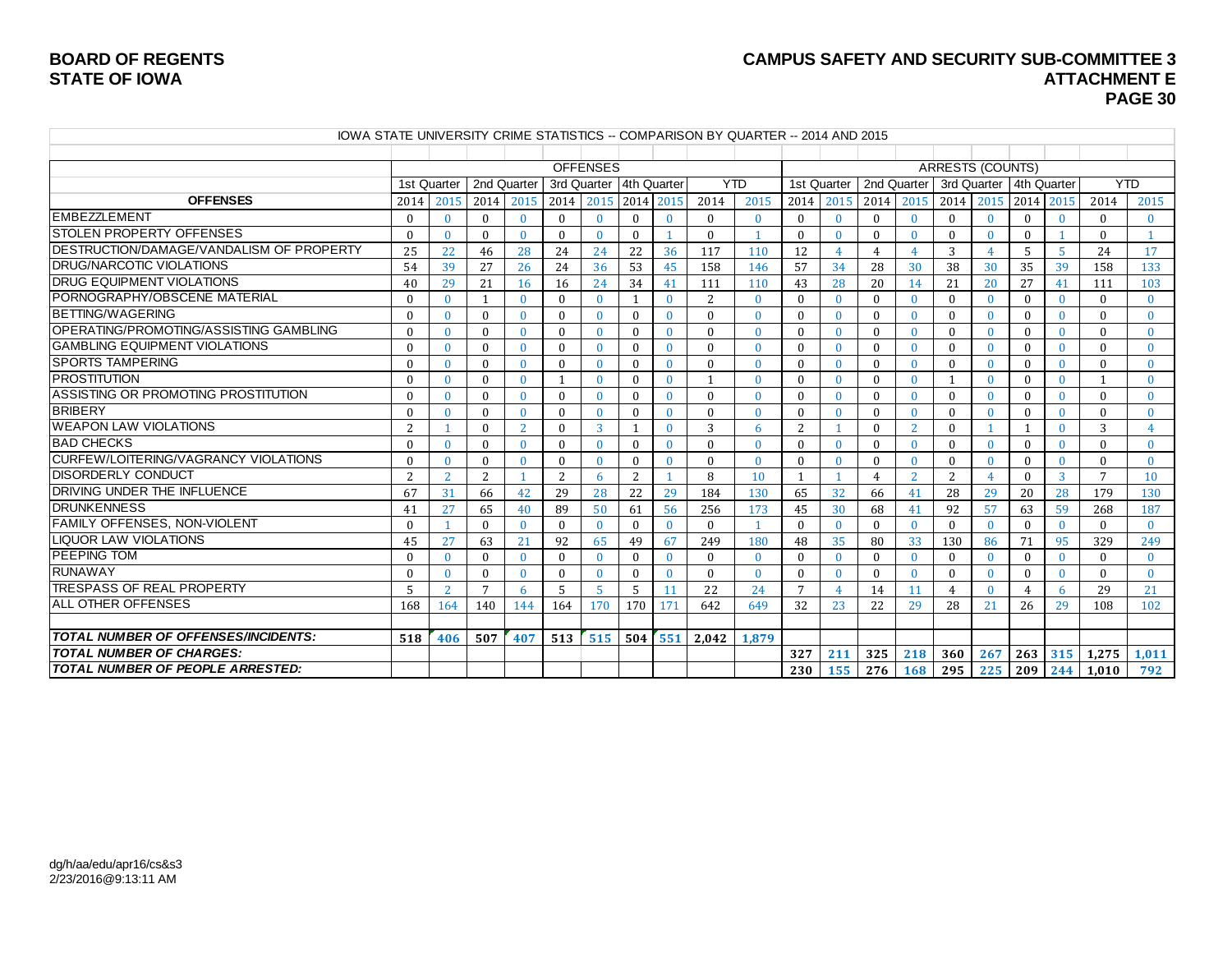IOWA STATE UNIVERSITY CRIME STATISTICS -- COMPARISON BY QUARTER -- 2014 AND 2015

| | OFFENSES | | | | | | | | | | ARRESTS (COUNTS) | | | | | | | | | |
|---|---|---|---|---|---|---|---|---|---|---|---|---|---|---|---|---|---|---|---|---|
| | 1st Quarter | | 2nd Quarter | | 3rd Quarter | | 4th Quarter | | YTD | | 1st Quarter | | 2nd Quarter | | 3rd Quarter | | 4th Quarter | | YTD | |
| **OFFENSES** | 2014 | 2015 | 2014 | 2015 | 2014 | 2015 | 2014 | 2015 | 2014 | 2015 | 2014 | 2015 | 2014 | 2015 | 2014 | 2015 | 2014 | 2015 | 2014 | 2015 |
| EMBEZZLEMENT | 0 | 0 | 0 | 0 | 0 | 0 | 0 | 0 | 0 | 0 | 0 | 0 | 0 | 0 | 0 | 0 | 0 | 0 | 0 | 0 |
| STOLEN PROPERTY OFFENSES | 0 | 0 | 0 | 0 | 0 | 0 | 0 | 1 | 0 | 1 | 0 | 0 | 0 | 0 | 0 | 0 | 0 | 1 | 0 | 1 |
| DESTRUCTION/DAMAGE/VANDALISM OF PROPERTY | 25 | 22 | 46 | 28 | 24 | 24 | 22 | 36 | 117 | 110 | 12 | 4 | 4 | 4 | 3 | 4 | 5 | 5 | 24 | 17 |
| DRUG/NARCOTIC VIOLATIONS | 54 | 39 | 27 | 26 | 24 | 36 | 53 | 45 | 158 | 146 | 57 | 34 | 28 | 30 | 38 | 30 | 35 | 39 | 158 | 133 |
| DRUG EQUIPMENT VIOLATIONS | 40 | 29 | 21 | 16 | 16 | 24 | 34 | 41 | 111 | 110 | 43 | 28 | 20 | 14 | 21 | 20 | 27 | 41 | 111 | 103 |
| PORNOGRAPHY/OBSCENE MATERIAL | 0 | 0 | 1 | 0 | 0 | 0 | 1 | 0 | 2 | 0 | 0 | 0 | 0 | 0 | 0 | 0 | 0 | 0 | 0 | 0 |
| BETTING/WAGERING | 0 | 0 | 0 | 0 | 0 | 0 | 0 | 0 | 0 | 0 | 0 | 0 | 0 | 0 | 0 | 0 | 0 | 0 | 0 | 0 |
| OPERATING/PROMOTING/ASSISTING GAMBLING | 0 | 0 | 0 | 0 | 0 | 0 | 0 | 0 | 0 | 0 | 0 | 0 | 0 | 0 | 0 | 0 | 0 | 0 | 0 | 0 |
| GAMBLING EQUIPMENT VIOLATIONS | 0 | 0 | 0 | 0 | 0 | 0 | 0 | 0 | 0 | 0 | 0 | 0 | 0 | 0 | 0 | 0 | 0 | 0 | 0 | 0 |
| SPORTS TAMPERING | 0 | 0 | 0 | 0 | 0 | 0 | 0 | 0 | 0 | 0 | 0 | 0 | 0 | 0 | 0 | 0 | 0 | 0 | 0 | 0 |
| PROSTITUTION | 0 | 0 | 0 | 0 | 1 | 0 | 0 | 0 | 1 | 0 | 0 | 0 | 0 | 0 | 1 | 0 | 0 | 0 | 1 | 0 |
| ASSISTING OR PROMOTING PROSTITUTION | 0 | 0 | 0 | 0 | 0 | 0 | 0 | 0 | 0 | 0 | 0 | 0 | 0 | 0 | 0 | 0 | 0 | 0 | 0 | 0 |
| BRIBERY | 0 | 0 | 0 | 0 | 0 | 0 | 0 | 0 | 0 | 0 | 0 | 0 | 0 | 0 | 0 | 0 | 0 | 0 | 0 | 0 |
| WEAPON LAW VIOLATIONS | 2 | 1 | 0 | 2 | 0 | 3 | 1 | 0 | 3 | 6 | 2 | 1 | 0 | 2 | 0 | 1 | 1 | 0 | 3 | 4 |
| BAD CHECKS | 0 | 0 | 0 | 0 | 0 | 0 | 0 | 0 | 0 | 0 | 0 | 0 | 0 | 0 | 0 | 0 | 0 | 0 | 0 | 0 |
| CURFEW/LOITERING/VAGRANCY VIOLATIONS | 0 | 0 | 0 | 0 | 0 | 0 | 0 | 0 | 0 | 0 | 0 | 0 | 0 | 0 | 0 | 0 | 0 | 0 | 0 | 0 |
| DISORDERLY CONDUCT | 2 | 2 | 2 | 1 | 2 | 6 | 2 | 1 | 8 | 10 | 1 | 1 | 4 | 2 | 2 | 4 | 0 | 3 | 7 | 10 |
| DRIVING UNDER THE INFLUENCE | 67 | 31 | 66 | 42 | 29 | 28 | 22 | 29 | 184 | 130 | 65 | 32 | 66 | 41 | 28 | 29 | 20 | 28 | 179 | 130 |
| DRUNKENNESS | 41 | 27 | 65 | 40 | 89 | 50 | 61 | 56 | 256 | 173 | 45 | 30 | 68 | 41 | 92 | 57 | 63 | 59 | 268 | 187 |
| FAMILY OFFENSES, NON-VIOLENT | 0 | 1 | 0 | 0 | 0 | 0 | 0 | 0 | 0 | 1 | 0 | 0 | 0 | 0 | 0 | 0 | 0 | 0 | 0 | 0 |
| LIQUOR LAW VIOLATIONS | 45 | 27 | 63 | 21 | 92 | 65 | 49 | 67 | 249 | 180 | 48 | 35 | 80 | 33 | 130 | 86 | 71 | 95 | 329 | 249 |
| PEEPING TOM | 0 | 0 | 0 | 0 | 0 | 0 | 0 | 0 | 0 | 0 | 0 | 0 | 0 | 0 | 0 | 0 | 0 | 0 | 0 | 0 |
| RUNAWAY | 0 | 0 | 0 | 0 | 0 | 0 | 0 | 0 | 0 | 0 | 0 | 0 | 0 | 0 | 0 | 0 | 0 | 0 | 0 | 0 |
| TRESPASS OF REAL PROPERTY | 5 | 2 | 7 | 6 | 5 | 5 | 5 | 11 | 22 | 24 | 7 | 4 | 14 | 11 | 4 | 0 | 4 | 6 | 29 | 21 |
| ALL OTHER OFFENSES | 168 | 164 | 140 | 144 | 164 | 170 | 170 | 171 | 642 | 649 | 32 | 23 | 22 | 29 | 28 | 21 | 26 | 29 | 108 | 102 |
| | | | | | | | | | | | | | | | | | | | | |
| ***TOTAL NUMBER OF OFFENSES/INCIDENTS:*** | **518** | **406** | **507** | **407** | **513** | **515** | **504** | **551** | **2,042** | **1,879** | | | | | | | | | | |
| ***TOTAL NUMBER OF CHARGES:*** | | | | | | | | | | | **327** | **211** | **325** | **218** | **360** | **267** | **263** | **315** | **1,275** | **1,011** |
| ***TOTAL NUMBER OF PEOPLE ARRESTED:*** | | | | | | | | | | | **230** | **155** | **276** | **168** | **295** | **225** | **209** | **244** | **1,010** | **792** |

dg/h/aa/edu/apr16/cs&s3
2/23/2016@9:13:11 AM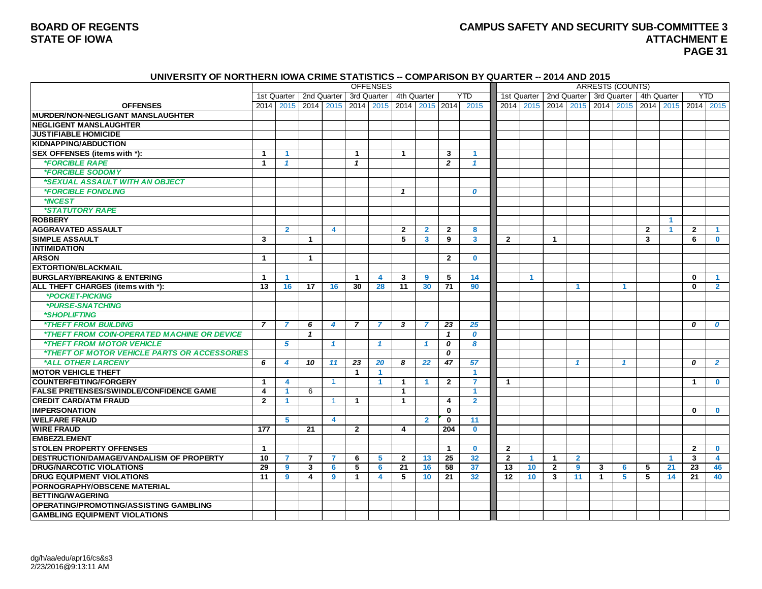## UNIVERSITY OF NORTHERN IOWA CRIME STATISTICS -- COMPARISON BY QUARTER -- 2014 AND 2015

| | OFFENSES | | | | | | | | | | ARRESTS (COUNTS) | | | | | | | | | |
|---|---|---|---|---|---|---|---|---|---|---|---|---|---|---|---|---|---|---|---|---|
| | 1st Quarter | | 2nd Quarter | | 3rd Quarter | | 4th Quarter | | YTD | | 1st Quarter | | 2nd Quarter | | 3rd Quarter | | 4th Quarter | | YTD | |
| **OFFENSES** | 2014 | 2015 | 2014 | 2015 | 2014 | 2015 | 2014 | 2015 | 2014 | 2015 | 2014 | 2015 | 2014 | 2015 | 2014 | 2015 | 2014 | 2015 | 2014 | 2015 |
| **MURDER/NON-NEGLIGANT MANSLAUGHTER** | | | | | | | | | | | | | | | | | | | | |
| **NEGLIGENT MANSLAUGHTER** | | | | | | | | | | | | | | | | | | | | |
| **JUSTIFIABLE HOMICIDE** | | | | | | | | | | | | | | | | | | | | |
| **KIDNAPPING/ABDUCTION** | | | | | | | | | | | | | | | | | | | | |
| **SEX OFFENSES (items with *):** | 1 | 1 | | | 1 | | 1 | | 3 | 1 | | | | | | | | | | |
| *\*FORCIBLE RAPE* | 1 | 1 | | | 1 | | | | 2 | 1 | | | | | | | | | | |
| *\*FORCIBLE SODOMY* | | | | | | | | | | | | | | | | | | | | |
| *\*SEXUAL ASSAULT WITH AN OBJECT* | | | | | | | | | | | | | | | | | | | | |
| *\*FORCIBLE FONDLING* | | | | | | | 1 | | | 0 | | | | | | | | | | |
| *\*INCEST* | | | | | | | | | | | | | | | | | | | | |
| *\*STATUTORY RAPE* | | | | | | | | | | | | | | | | | | | | |
| **ROBBERY** | | | | | | | | | | | | | | | | | | 1 | | |
| **AGGRAVATED ASSAULT** | | 2 | | 4 | | | 2 | 2 | 2 | 8 | | | | | | | 2 | 1 | 2 | 1 |
| **SIMPLE ASSAULT** | 3 | | 1 | | | | 5 | 3 | 9 | 3 | 2 | | 1 | | | | 3 | | 6 | 0 |
| **INTIMIDATION** | | | | | | | | | | | | | | | | | | | | |
| **ARSON** | 1 | | 1 | | | | | | 2 | 0 | | | | | | | | | | |
| **EXTORTION/BLACKMAIL** | | | | | | | | | | | | | | | | | | | | |
| **BURGLARY/BREAKING & ENTERING** | 1 | 1 | | | 1 | 4 | 3 | 9 | 5 | 14 | | 1 | | | | | | | 0 | 1 |
| **ALL THEFT CHARGES (items with *):** | 13 | 16 | 17 | 16 | 30 | 28 | 11 | 30 | 71 | 90 | | | | 1 | | 1 | | | 0 | 2 |
| *\*POCKET-PICKING* | | | | | | | | | | | | | | | | | | | | |
| *\*PURSE-SNATCHING* | | | | | | | | | | | | | | | | | | | | |
| *\*SHOPLIFTING* | | | | | | | | | | | | | | | | | | | | |
| *\*THEFT FROM BUILDING* | 7 | 7 | 6 | 4 | 7 | 7 | 3 | 7 | 23 | 25 | | | | | | | | | 0 | 0 |
| *\*THEFT FROM COIN-OPERATED MACHINE OR DEVICE* | | | 1 | | | | | | 1 | 0 | | | | | | | | | | |
| *\*THEFT FROM MOTOR VEHICLE* | | 5 | | 1 | | 1 | | 1 | 0 | 8 | | | | | | | | | | |
| *\*THEFT OF MOTOR VEHICLE PARTS OR ACCESSORIES* | | | | | | | | | 0 | | | | | | | | | | | |
| *\*ALL OTHER LARCENY* | 6 | 4 | 10 | 11 | 23 | 20 | 8 | 22 | 47 | 57 | | | | 1 | | 1 | | | 0 | 2 |
| **MOTOR VEHICLE THEFT** | | | | | 1 | 1 | | | | 1 | | | | | | | | | | |
| **COUNTERFEITING/FORGERY** | 1 | 4 | | 1 | | 1 | 1 | 1 | 2 | 7 | 1 | | | | | | | | 1 | 0 |
| **FALSE PRETENSES/SWINDLE/CONFIDENCE GAME** | 4 | 1 | 6 | | | | 1 | | | 1 | | | | | | | | | | |
| **CREDIT CARD/ATM FRAUD** | 2 | 1 | | 1 | 1 | | 1 | | 4 | 2 | | | | | | | | | | |
| **IMPERSONATION** | | | | | | | | | 0 | | | | | | | | | | 0 | 0 |
| **WELFARE FRAUD** | | 5 | | 4 | | | | 2 | 0 | 11 | | | | | | | | | | |
| **WIRE FRAUD** | 177 | | 21 | | 2 | | 4 | | 204 | 0 | | | | | | | | | | |
| **EMBEZZLEMENT** | | | | | | | | | | | | | | | | | | | | |
| **STOLEN PROPERTY OFFENSES** | 1 | | | | | | | | 1 | 0 | 2 | | | | | | | | 2 | 0 |
| **DESTRUCTION/DAMAGE/VANDALISM OF PROPERTY** | 10 | 7 | 7 | 7 | 6 | 5 | 2 | 13 | 25 | 32 | 2 | 1 | 1 | 2 | | | | 1 | 3 | 4 |
| **DRUG/NARCOTIC VIOLATIONS** | 29 | 9 | 3 | 6 | 5 | 6 | 21 | 16 | 58 | 37 | 13 | 10 | 2 | 9 | 3 | 6 | 5 | 21 | 23 | 46 |
| **DRUG EQUIPMENT VIOLATIONS** | 11 | 9 | 4 | 9 | 1 | 4 | 5 | 10 | 21 | 32 | 12 | 10 | 3 | 11 | 1 | 5 | 5 | 14 | 21 | 40 |
| **PORNOGRAPHY/OBSCENE MATERIAL** | | | | | | | | | | | | | | | | | | | | |
| **BETTING/WAGERING** | | | | | | | | | | | | | | | | | | | | |
| **OPERATING/PROMOTING/ASSISTING GAMBLING** | | | | | | | | | | | | | | | | | | | | |
| **GAMBLING EQUIPMENT VIOLATIONS** | | | | | | | | | | | | | | | | | | | | |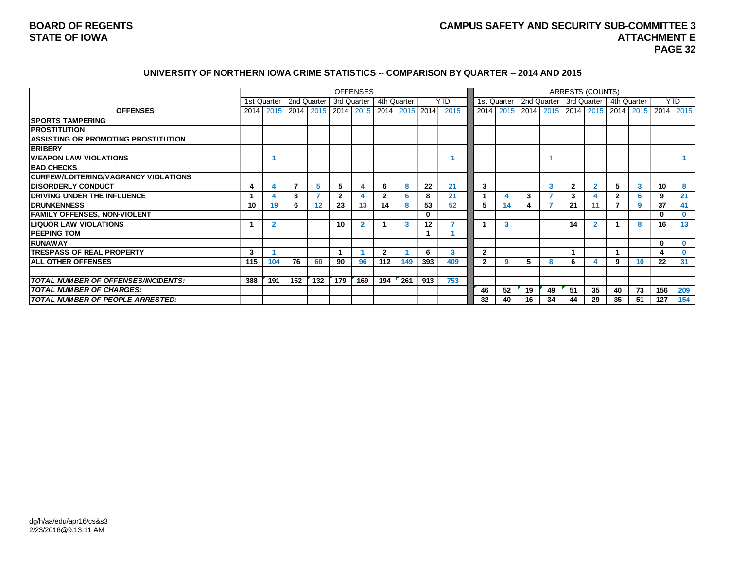BOARD OF REGENTS
STATE OF IOWA

CAMPUS SAFETY AND SECURITY SUB-COMMITTEE 3
ATTACHMENT E

## UNIVERSITY OF NORTHERN IOWA CRIME STATISTICS -- COMPARISON BY QUARTER -- 2014 AND 2015

| | OFFENSES | | | | | | | | | | ARRESTS (COUNTS) | | | | | | | | | |
|---|---|---|---|---|---|---|---|---|---|---|---|---|---|---|---|---|---|---|---|---|
| | 1st Quarter | | 2nd Quarter | | 3rd Quarter | | 4th Quarter | | YTD | | 1st Quarter | | 2nd Quarter | | 3rd Quarter | | 4th Quarter | | YTD | |
| **OFFENSES** | 2014 | 2015 | 2014 | 2015 | 2014 | 2015 | 2014 | 2015 | 2014 | 2015 | 2014 | 2015 | 2014 | 2015 | 2014 | 2015 | 2014 | 2015 | 2014 | 2015 |
| **SPORTS TAMPERING** | | | | | | | | | | | | | | | | | | | | |
| **PROSTITUTION** | | | | | | | | | | | | | | | | | | | | |
| **ASSISTING OR PROMOTING PROSTITUTION** | | | | | | | | | | | | | | | | | | | | |
| **BRIBERY** | | | | | | | | | | | | | | | | | | | | |
| **WEAPON LAW VIOLATIONS** | | 1 | | | | | | | | 1 | | | | 1 | | | | | | 1 |
| **BAD CHECKS** | | | | | | | | | | | | | | | | | | | | |
| **CURFEW/LOITERING/VAGRANCY VIOLATIONS** | | | | | | | | | | | | | | | | | | | | |
| **DISORDERLY CONDUCT** | 4 | 4 | 7 | 5 | 5 | 4 | 6 | 8 | 22 | 21 | 3 | | | 3 | 2 | 2 | 5 | 3 | 10 | 8 |
| **DRIVING UNDER THE INFLUENCE** | 1 | 4 | 3 | 7 | 2 | 4 | 2 | 6 | 8 | 21 | 1 | 4 | 3 | 7 | 3 | 4 | 2 | 6 | 9 | 21 |
| **DRUNKENNESS** | 10 | 19 | 6 | 12 | 23 | 13 | 14 | 8 | 53 | 52 | 5 | 14 | 4 | 7 | 21 | 11 | 7 | 9 | 37 | 41 |
| **FAMILY OFFENSES, NON-VIOLENT** | | | | | | | | | 0 | | | | | | | | | | 0 | 0 |
| **LIQUOR LAW VIOLATIONS** | 1 | 2 | | | 10 | 2 | 1 | 3 | 12 | 7 | 1 | 3 | | | 14 | 2 | 1 | 8 | 16 | 13 |
| **PEEPING TOM** | | | | | | | | | 1 | 1 | | | | | | | | | | |
| **RUNAWAY** | | | | | | | | | | | | | | | | | | | 0 | 0 |
| **TRESPASS OF REAL PROPERTY** | 3 | 1 | | | 1 | 1 | 2 | 1 | 6 | 3 | 2 | | | | 1 | | 1 | | 4 | 0 |
| **ALL OTHER OFFENSES** | 115 | 104 | 76 | 60 | 90 | 96 | 112 | 149 | 393 | 409 | 2 | 9 | 5 | 8 | 6 | 4 | 9 | 10 | 22 | 31 |
| | | | | | | | | | | | | | | | | | | | | |
| ***TOTAL NUMBER OF OFFENSES/INCIDENTS:*** | 388 | 191 | 152 | 132 | 179 | 169 | 194 | 261 | 913 | 753 | | | | | | | | | | |
| ***TOTAL NUMBER OF CHARGES:*** | | | | | | | | | | | 46 | 52 | 19 | 49 | 51 | 35 | 40 | 73 | 156 | 209 |
| ***TOTAL NUMBER OF PEOPLE ARRESTED:*** | | | | | | | | | | | 32 | 40 | 16 | 34 | 44 | 29 | 35 | 51 | 127 | 154 |

dg/h/aa/edu/apr16/cs&s3
2/23/2016@9:13:11 AM